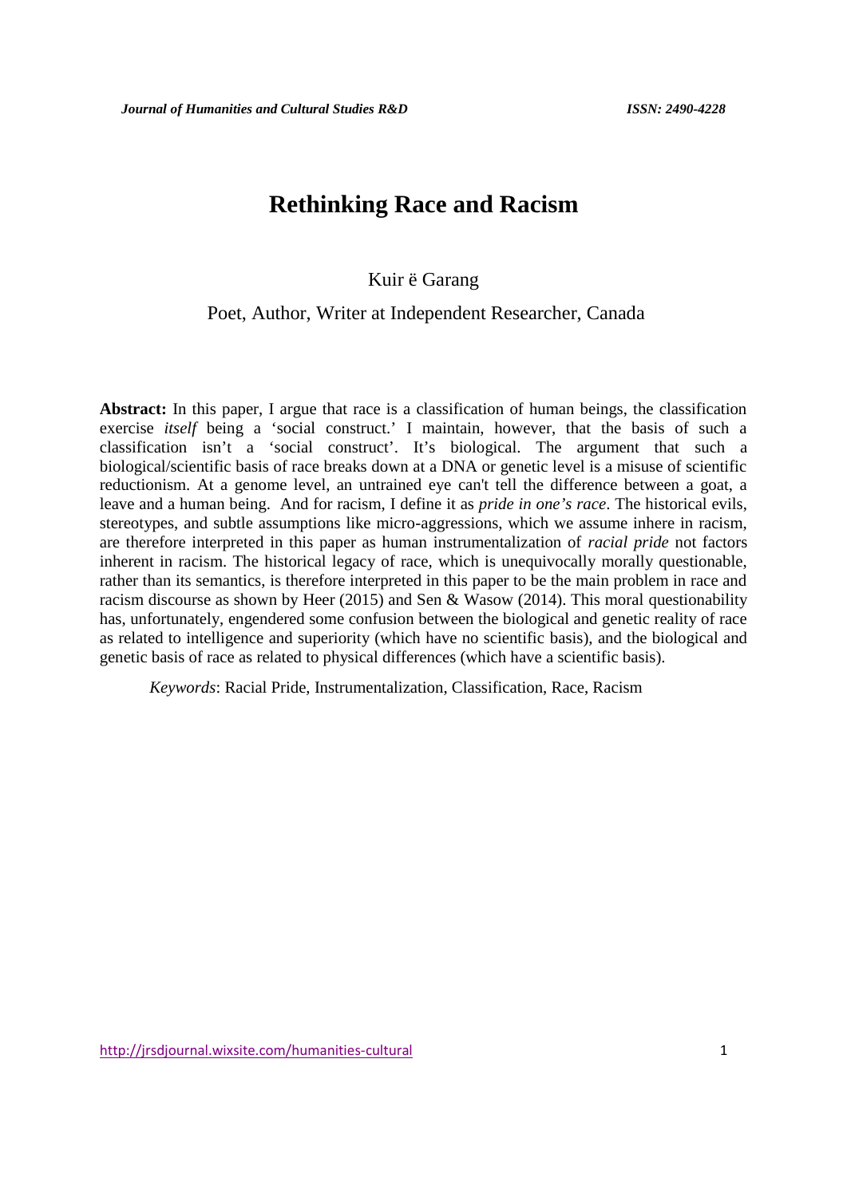# Rethinking Race and Racism

Kuir ë Garang

Poet, Author, Writer at Independent Researcher, Canada

**Abstract:** In this paper, I argue that race is a classification of human beings, the classification exercise *itself* being a 'social construct.' I maintain, however, that the basis of such a classification isn't a 'social construct'. It's biological. The argument that such a biological/scientific basis of race breaks down at a DNA or genetic level is a misuse of scientific reductionism. At a genome level, an untrained eye can't tell the difference between a goat, a leave and a human being. And for racism, I define it as *pride in one's race*. The historical evils, stereotypes, and subtle assumptions like micro-aggressions, which we assume inhere in racism, are therefore interpreted in this paper as human instrumentalization of *racial pride* not factors inherent in racism. The historical legacy of race, which is unequivocally morally questionable, rather than its semantics, is therefore interpreted in this paper to be the main problem in race and racism discourse as shown by Heer (2015) and Sen & Wasow (2014). This moral questionability has, unfortunately, engendered some confusion between the biological and genetic reality of race as related to intelligence and superiority (which have no scientific basis), and the biological and genetic basis of race as related to physical differences (which have a scientific basis).

*Keywords*: Racial Pride, Instrumentalization, Classification, Race, Racism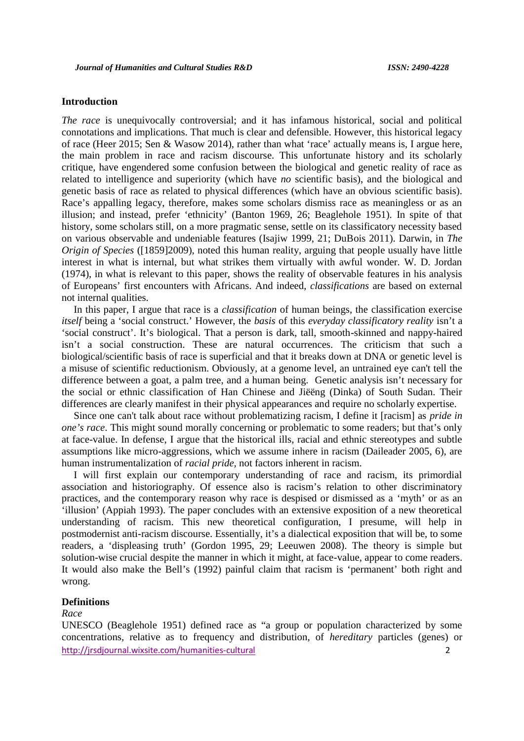## Introduction

*The race* is unequivocally controversial; and it has infamous historical, social and political connotations and implications. That much is clear and defensible. However, this historical legacy of race (Heer 2015; Sen & Wasow 2014), rather than what 'race' actually means is, I argue here, the main problem in race and racism discourse. This unfortunate history and its scholarly critique, have engendered some confusion between the biological and genetic reality of race as related to intelligence and superiority (which have *no* scientific basis), and the biological and genetic basis of race as related to physical differences (which have an obvious scientific basis). Race's appalling legacy, therefore, makes some scholars dismiss race as meaningless or as an illusion; and instead, prefer 'ethnicity' (Banton 1969, 26; Beaglehole 1951). In spite of that history, some scholars still, on a more pragmatic sense, settle on its classificatory necessity based on various observable and undeniable features (Isajiw 1999, 21; DuBois 2011). Darwin, in *The Origin of Species* ([1859]2009), noted this human reality, arguing that people usually have little interest in what is internal, but what strikes them virtually with awful wonder. W. D. Jordan (1974), in what is relevant to this paper, shows the reality of observable features in his analysis of Europeans' first encounters with Africans. And indeed, *classifications* are based on external not internal qualities.

In this paper, I argue that race is a *classification* of human beings, the classification exercise *itself* being a 'social construct.' However, the *basis* of this *everyday classificatory reality* isn't a 'social construct'. It's biological. That a person is dark, tall, smooth-skinned and nappy-haired isn't a social construction. These are natural occurrences. The criticism that such a biological/scientific basis of race is superficial and that it breaks down at DNA or genetic level is a misuse of scientific reductionism. Obviously, at a genome level, an untrained eye can't tell the difference between a goat, a palm tree, and a human being. Genetic analysis isn't necessary for the social or ethnic classification of Han Chinese and Jiëëng (Dinka) of South Sudan. Their differences are clearly manifest in their physical appearances and require no scholarly expertise.

Since one can't talk about race without problematizing racism, I define it [racism] as *pride in one's race*. This might sound morally concerning or problematic to some readers; but that's only at face-value. In defense, I argue that the historical ills, racial and ethnic stereotypes and subtle assumptions like micro-aggressions, which we assume inhere in racism (Daileader 2005, 6), are human instrumentalization of *racial pride,* not factors inherent in racism.

I will first explain our contemporary understanding of race and racism, its primordial association and historiography. Of essence also is racism's relation to other discriminatory practices, and the contemporary reason why race is despised or dismissed as a 'myth' or as an 'illusion' (Appiah 1993). The paper concludes with an extensive exposition of a new theoretical understanding of racism. This new theoretical configuration, I presume, will help in postmodernist anti-racism discourse. Essentially, it's a dialectical exposition that will be, to some readers, a 'displeasing truth' (Gordon 1995, 29; Leeuwen 2008). The theory is simple but solution-wise crucial despite the manner in which it might, at face-value, appear to come readers. It would also make the Bell's (1992) painful claim that racism is 'permanent' both right and wrong.

## Definitions

### *Race*

UNESCO (Beaglehole 1951) defined race as "a group or population characterized by some concentrations, relative as to frequency and distribution, of *hereditary* particles (genes) or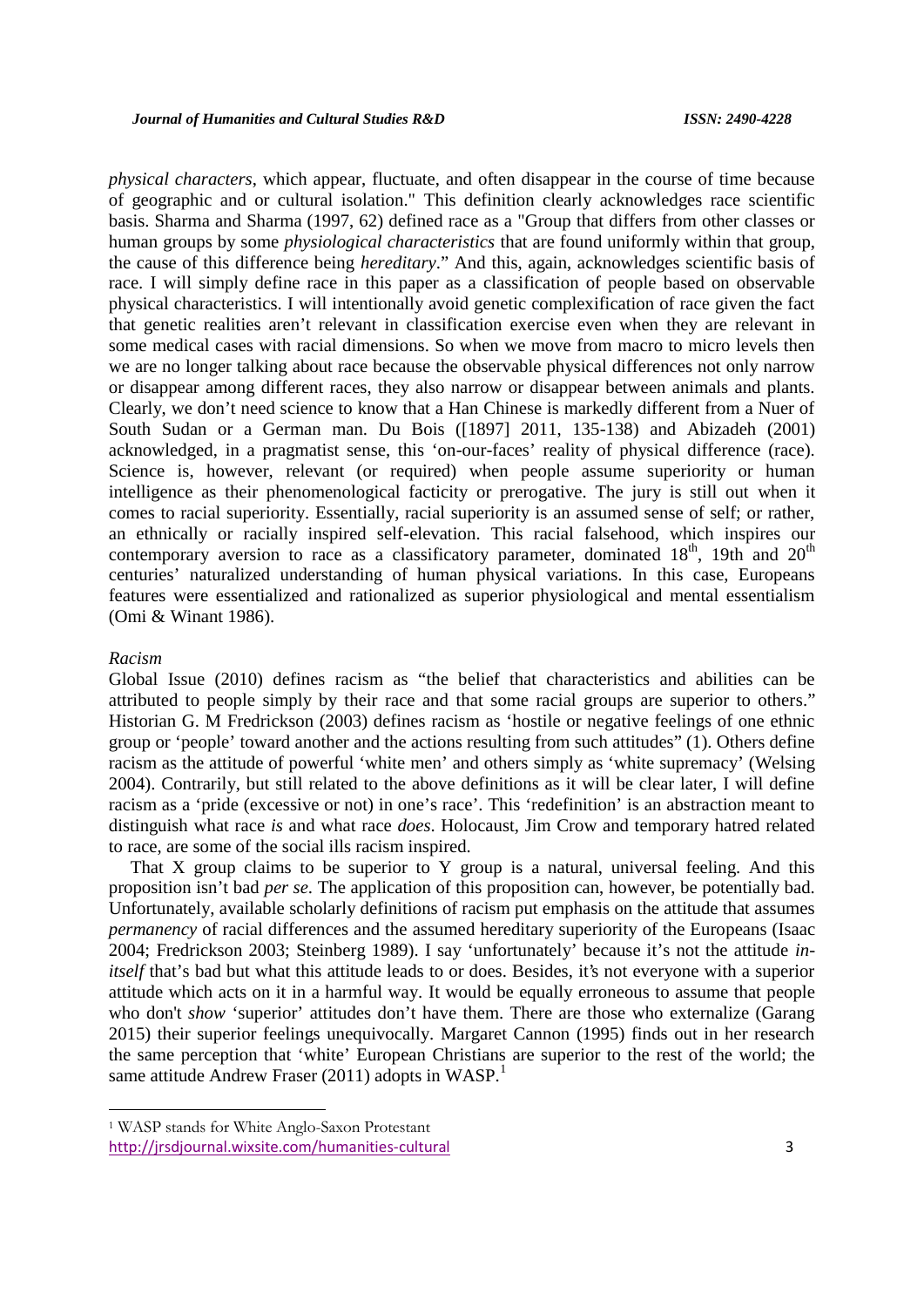*physical characters*, which appear, fluctuate, and often disappear in the course of time because of geographic and or cultural isolation." This definition clearly acknowledges race scientific basis. Sharma and Sharma (1997, 62) defined race as a "Group that differs from other classes or human groups by some *physiological characteristics* that are found uniformly within that group, the cause of this difference being *hereditary*." And this, again, acknowledges scientific basis of race. I will simply define race in this paper as a classification of people based on observable physical characteristics. I will intentionally avoid genetic complexification of race given the fact that genetic realities aren't relevant in classification exercise even when they are relevant in some medical cases with racial dimensions. So when we move from macro to micro levels then we are no longer talking about race because the observable physical differences not only narrow or disappear among different races, they also narrow or disappear between animals and plants. Clearly, we don't need science to know that a Han Chinese is markedly different from a Nuer of South Sudan or a German man. Du Bois ([1897] 2011, 135-138) and Abizadeh (2001) acknowledged, in a pragmatist sense, this 'on-our-faces' reality of physical difference (race). Science is, however, relevant (or required) when people assume superiority or human intelligence as their phenomenological facticity or prerogative. The jury is still out when it comes to racial superiority. Essentially, racial superiority is an assumed sense of self; or rather, an ethnically or racially inspired self-elevation. This racial falsehood, which inspires our contemporary aversion to race as a classificatory parameter, dominated 18th, 19th and 20th centuries' naturalized understanding of human physical variations. In this case, Europeans features were essentialized and rationalized as superior physiological and mental essentialism (Omi & Winant 1986).

*Racism*

Global Issue (2010) defines racism as "the belief that characteristics and abilities can be attributed to people simply by their race and that some racial groups are superior to others." Historian G. M Fredrickson (2003) defines racism as 'hostile or negative feelings of one ethnic group or 'people' toward another and the actions resulting from such attitudes" (1). Others define racism as the attitude of powerful 'white men' and others simply as 'white supremacy' (Welsing 2004). Contrarily, but still related to the above definitions as it will be clear later, I will define racism as a 'pride (excessive or not) in one's race'. This 'redefinition' is an abstraction meant to distinguish what race *is* and what race *does*. Holocaust, Jim Crow and temporary hatred related to race, are some of the social ills racism inspired.

That X group claims to be superior to Y group is a natural, universal feeling. And this proposition isn't bad *per se*. The application of this proposition can, however, be potentially bad. Unfortunately, available scholarly definitions of racism put emphasis on the attitude that assumes *permanency* of racial differences and the assumed hereditary superiority of the Europeans (Isaac 2004; Fredrickson 2003; Steinberg 1989). I say 'unfortunately' because it's not the attitude *in-itself* that's bad but what this attitude leads to or does. Besides, it's not everyone with a superior attitude which acts on it in a harmful way. It would be equally erroneous to assume that people who don't *show* 'superior' attitudes don't have them. There are those who externalize (Garang 2015) their superior feelings unequivocally. Margaret Cannon (1995) finds out in her research the same perception that 'white' European Christians are superior to the rest of the world; the same attitude Andrew Fraser (2011) adopts in WASP.[1]

[1] WASP stands for White Anglo-Saxon Protestant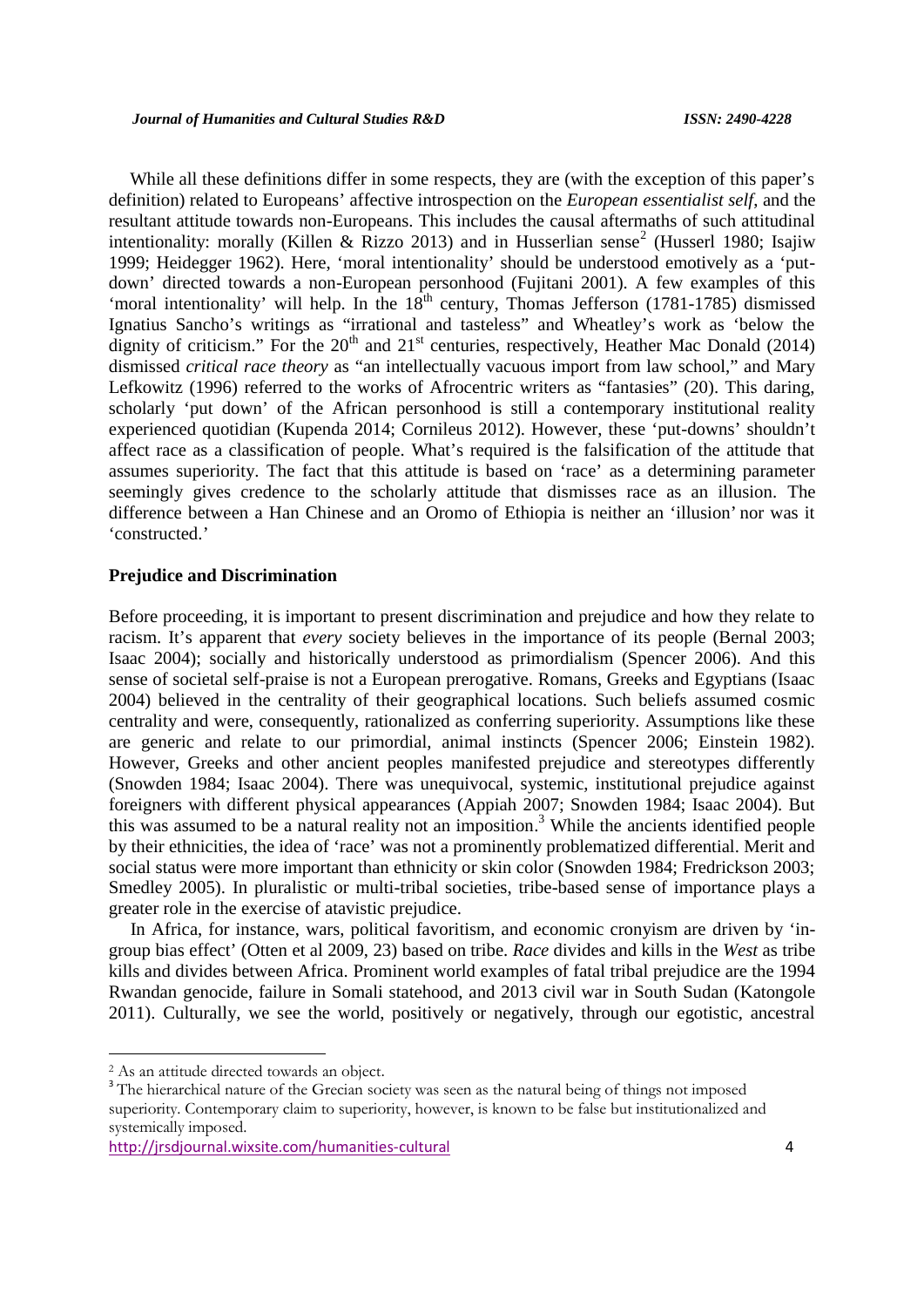While all these definitions differ in some respects, they are (with the exception of this paper's definition) related to Europeans' affective introspection on the *European essentialist self*, and the resultant attitude towards non-Europeans. This includes the causal aftermaths of such attitudinal intentionality: morally (Killen & Rizzo 2013) and in Husserlian sense[2] (Husserl 1980; Isajiw 1999; Heidegger 1962). Here, 'moral intentionality' should be understood emotively as a 'put-down' directed towards a non-European personhood (Fujitani 2001). A few examples of this 'moral intentionality' will help. In the 18th century, Thomas Jefferson (1781-1785) dismissed Ignatius Sancho's writings as "irrational and tasteless" and Wheatley's work as 'below the dignity of criticism." For the 20th and 21st centuries, respectively, Heather Mac Donald (2014) dismissed *critical race theory* as "an intellectually vacuous import from law school," and Mary Lefkowitz (1996) referred to the works of Afrocentric writers as "fantasies" (20). This daring, scholarly 'put down' of the African personhood is still a contemporary institutional reality experienced quotidian (Kupenda 2014; Cornileus 2012). However, these 'put-downs' shouldn't affect race as a classification of people. What's required is the falsification of the attitude that assumes superiority. The fact that this attitude is based on 'race' as a determining parameter seemingly gives credence to the scholarly attitude that dismisses race as an illusion. The difference between a Han Chinese and an Oromo of Ethiopia is neither an 'illusion' nor was it 'constructed.'

**Prejudice and Discrimination**

Before proceeding, it is important to present discrimination and prejudice and how they relate to racism. It's apparent that *every* society believes in the importance of its people (Bernal 2003; Isaac 2004); socially and historically understood as primordialism (Spencer 2006). And this sense of societal self-praise is not a European prerogative. Romans, Greeks and Egyptians (Isaac 2004) believed in the centrality of their geographical locations. Such beliefs assumed cosmic centrality and were, consequently, rationalized as conferring superiority. Assumptions like these are generic and relate to our primordial, animal instincts (Spencer 2006; Einstein 1982). However, Greeks and other ancient peoples manifested prejudice and stereotypes differently (Snowden 1984; Isaac 2004). There was unequivocal, systemic, institutional prejudice against foreigners with different physical appearances (Appiah 2007; Snowden 1984; Isaac 2004). But this was assumed to be a natural reality not an imposition.[3] While the ancients identified people by their ethnicities, the idea of 'race' was not a prominently problematized differential. Merit and social status were more important than ethnicity or skin color (Snowden 1984; Fredrickson 2003; Smedley 2005). In pluralistic or multi-tribal societies, tribe-based sense of importance plays a greater role in the exercise of atavistic prejudice.

In Africa, for instance, wars, political favoritism, and economic cronyism are driven by 'in-group bias effect' (Otten et al 2009, 23) based on tribe. *Race* divides and kills in the *West* as tribe kills and divides between Africa. Prominent world examples of fatal tribal prejudice are the 1994 Rwandan genocide, failure in Somali statehood, and 2013 civil war in South Sudan (Katongole 2011). Culturally, we see the world, positively or negatively, through our egotistic, ancestral

---

[2] As an attitude directed towards an object.

[3] The hierarchical nature of the Grecian society was seen as the natural being of things not imposed superiority. Contemporary claim to superiority, however, is known to be false but institutionalized and systemically imposed.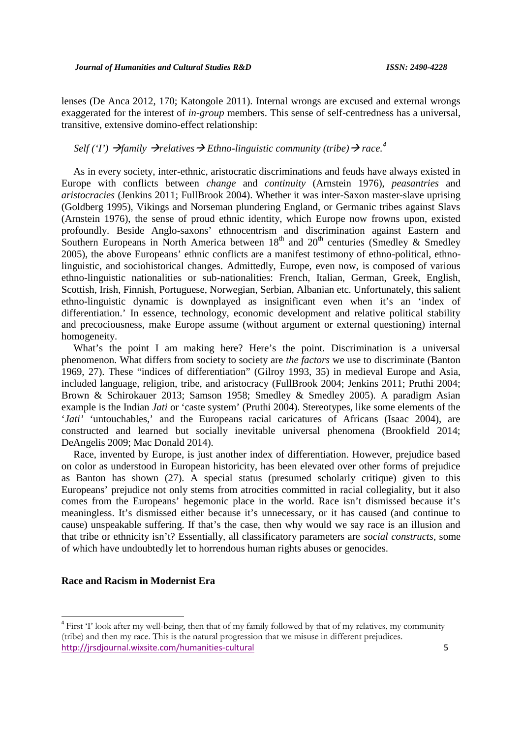lenses (De Anca 2012, 170; Katongole 2011). Internal wrongs are excused and external wrongs exaggerated for the interest of *in-group* members. This sense of self-centredness has a universal, transitive, extensive domino-effect relationship:

*Self ('I') →family →relatives → Ethno-linguistic community (tribe) → race.*[4]

As in every society, inter-ethnic, aristocratic discriminations and feuds have always existed in Europe with conflicts between *change* and *continuity* (Arnstein 1976), *peasantries* and *aristocracies* (Jenkins 2011; FullBrook 2004). Whether it was inter-Saxon master-slave uprising (Goldberg 1995), Vikings and Norseman plundering England, or Germanic tribes against Slavs (Arnstein 1976), the sense of proud ethnic identity, which Europe now frowns upon, existed profoundly. Beside Anglo-saxons' ethnocentrism and discrimination against Eastern and Southern Europeans in North America between 18th and 20th centuries (Smedley & Smedley 2005), the above Europeans' ethnic conflicts are a manifest testimony of ethno-political, ethno-linguistic, and sociohistorical changes. Admittedly, Europe, even now, is composed of various ethno-linguistic nationalities or sub-nationalities: French, Italian, German, Greek, English, Scottish, Irish, Finnish, Portuguese, Norwegian, Serbian, Albanian etc. Unfortunately, this salient ethno-linguistic dynamic is downplayed as insignificant even when it's an 'index of differentiation.' In essence, technology, economic development and relative political stability and precociousness, make Europe assume (without argument or external questioning) internal homogeneity.

What's the point I am making here? Here's the point. Discrimination is a universal phenomenon. What differs from society to society are *the factors* we use to discriminate (Banton 1969, 27). These "indices of differentiation" (Gilroy 1993, 35) in medieval Europe and Asia, included language, religion, tribe, and aristocracy (FullBrook 2004; Jenkins 2011; Pruthi 2004; Brown & Schirokauer 2013; Samson 1958; Smedley & Smedley 2005). A paradigm Asian example is the Indian *Jati* or 'caste system' (Pruthi 2004). Stereotypes, like some elements of the '*Jati'* 'untouchables,' and the Europeans racial caricatures of Africans (Isaac 2004), are constructed and learned but socially inevitable universal phenomena (Brookfield 2014; DeAngelis 2009; Mac Donald 2014).

Race, invented by Europe, is just another index of differentiation. However, prejudice based on color as understood in European historicity, has been elevated over other forms of prejudice as Banton has shown (27). A special status (presumed scholarly critique) given to this Europeans' prejudice not only stems from atrocities committed in racial collegiality, but it also comes from the Europeans' hegemonic place in the world. Race isn't dismissed because it's meaningless. It's dismissed either because it's unnecessary, or it has caused (and continue to cause) unspeakable suffering. If that's the case, then why would we say race is an illusion and that tribe or ethnicity isn't? Essentially, all classificatory parameters are *social constructs*, some of which have undoubtedly let to horrendous human rights abuses or genocides.

## Race and Racism in Modernist Era

[4] First 'I' look after my well-being, then that of my family followed by that of my relatives, my community (tribe) and then my race. This is the natural progression that we misuse in different prejudices.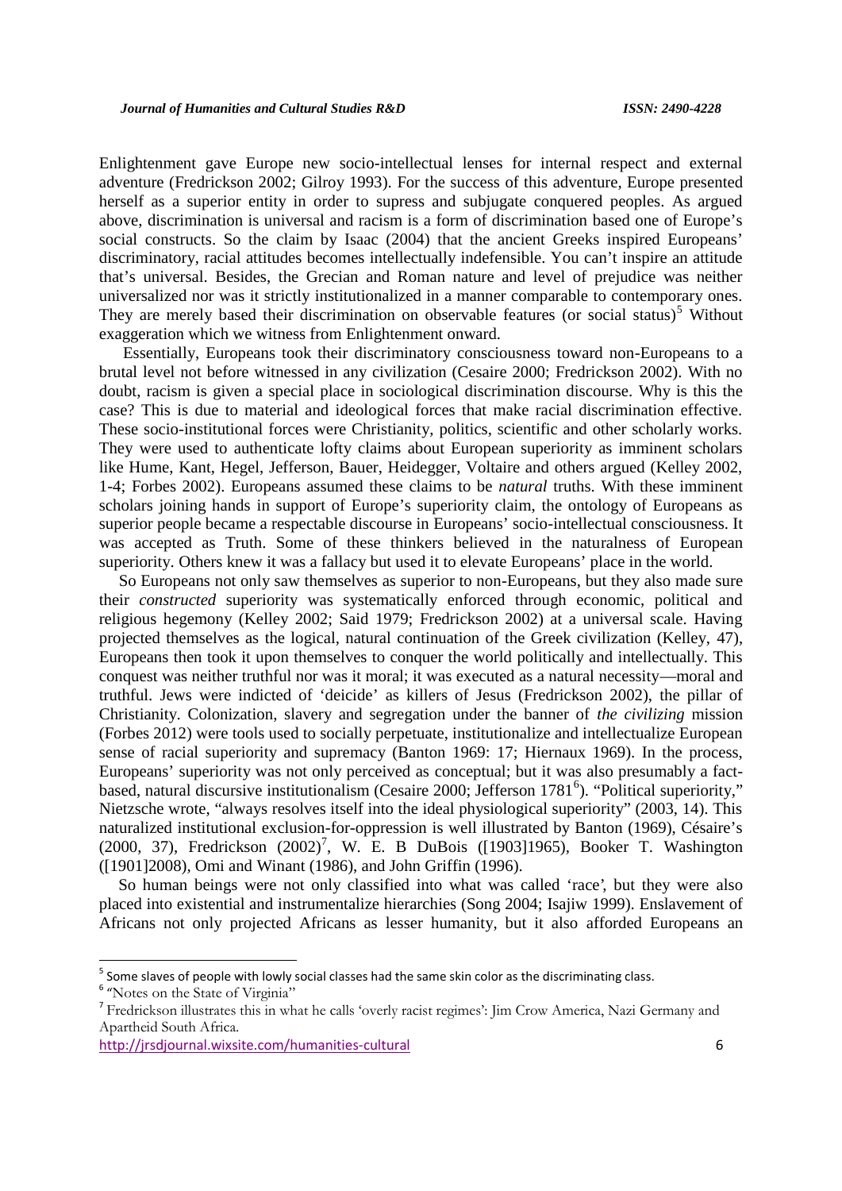Enlightenment gave Europe new socio-intellectual lenses for internal respect and external adventure (Fredrickson 2002; Gilroy 1993). For the success of this adventure, Europe presented herself as a superior entity in order to supress and subjugate conquered peoples. As argued above, discrimination is universal and racism is a form of discrimination based one of Europe's social constructs. So the claim by Isaac (2004) that the ancient Greeks inspired Europeans' discriminatory, racial attitudes becomes intellectually indefensible. You can't inspire an attitude that's universal. Besides, the Grecian and Roman nature and level of prejudice was neither universalized nor was it strictly institutionalized in a manner comparable to contemporary ones. They are merely based their discrimination on observable features (or social status)[5] Without exaggeration which we witness from Enlightenment onward.

Essentially, Europeans took their discriminatory consciousness toward non-Europeans to a brutal level not before witnessed in any civilization (Cesaire 2000; Fredrickson 2002). With no doubt, racism is given a special place in sociological discrimination discourse. Why is this the case? This is due to material and ideological forces that make racial discrimination effective. These socio-institutional forces were Christianity, politics, scientific and other scholarly works. They were used to authenticate lofty claims about European superiority as imminent scholars like Hume, Kant, Hegel, Jefferson, Bauer, Heidegger, Voltaire and others argued (Kelley 2002, 1-4; Forbes 2002). Europeans assumed these claims to be *natural* truths. With these imminent scholars joining hands in support of Europe's superiority claim, the ontology of Europeans as superior people became a respectable discourse in Europeans' socio-intellectual consciousness. It was accepted as Truth. Some of these thinkers believed in the naturalness of European superiority. Others knew it was a fallacy but used it to elevate Europeans' place in the world.

So Europeans not only saw themselves as superior to non-Europeans, but they also made sure their *constructed* superiority was systematically enforced through economic, political and religious hegemony (Kelley 2002; Said 1979; Fredrickson 2002) at a universal scale. Having projected themselves as the logical, natural continuation of the Greek civilization (Kelley, 47), Europeans then took it upon themselves to conquer the world politically and intellectually. This conquest was neither truthful nor was it moral; it was executed as a natural necessity—moral and truthful. Jews were indicted of 'deicide' as killers of Jesus (Fredrickson 2002), the pillar of Christianity. Colonization, slavery and segregation under the banner of *the civilizing* mission (Forbes 2012) were tools used to socially perpetuate, institutionalize and intellectualize European sense of racial superiority and supremacy (Banton 1969: 17; Hiernaux 1969). In the process, Europeans' superiority was not only perceived as conceptual; but it was also presumably a fact-based, natural discursive institutionalism (Cesaire 2000; Jefferson 1781[6]). "Political superiority," Nietzsche wrote, "always resolves itself into the ideal physiological superiority" (2003, 14). This naturalized institutional exclusion-for-oppression is well illustrated by Banton (1969), Césaire's (2000, 37), Fredrickson (2002)[7], W. E. B DuBois ([1903]1965), Booker T. Washington ([1901]2008), Omi and Winant (1986), and John Griffin (1996).

So human beings were not only classified into what was called 'race', but they were also placed into existential and instrumentalize hierarchies (Song 2004; Isajiw 1999). Enslavement of Africans not only projected Africans as lesser humanity, but it also afforded Europeans an

---

[5] Some slaves of people with lowly social classes had the same skin color as the discriminating class.

[6] "Notes on the State of Virginia"

[7] Fredrickson illustrates this in what he calls 'overly racist regimes': Jim Crow America, Nazi Germany and Apartheid South Africa.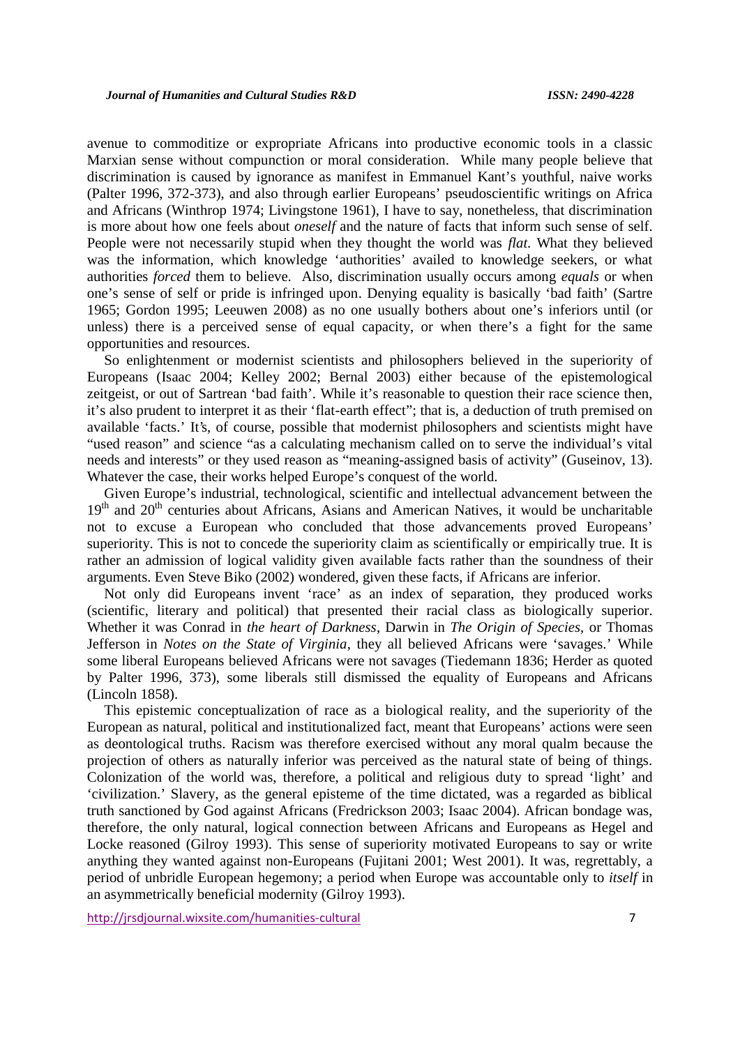avenue to commoditize or expropriate Africans into productive economic tools in a classic Marxian sense without compunction or moral consideration. While many people believe that discrimination is caused by ignorance as manifest in Emmanuel Kant's youthful, naive works (Palter 1996, 372-373), and also through earlier Europeans' pseudoscientific writings on Africa and Africans (Winthrop 1974; Livingstone 1961), I have to say, nonetheless, that discrimination is more about how one feels about *oneself* and the nature of facts that inform such sense of self. People were not necessarily stupid when they thought the world was *flat*. What they believed was the information, which knowledge 'authorities' availed to knowledge seekers, or what authorities *forced* them to believe. Also, discrimination usually occurs among *equals* or when one's sense of self or pride is infringed upon. Denying equality is basically 'bad faith' (Sartre 1965; Gordon 1995; Leeuwen 2008) as no one usually bothers about one's inferiors until (or unless) there is a perceived sense of equal capacity, or when there's a fight for the same opportunities and resources.

So enlightenment or modernist scientists and philosophers believed in the superiority of Europeans (Isaac 2004; Kelley 2002; Bernal 2003) either because of the epistemological zeitgeist, or out of Sartrean 'bad faith'. While it's reasonable to question their race science then, it's also prudent to interpret it as their 'flat-earth effect"; that is, a deduction of truth premised on available 'facts.' It's, of course, possible that modernist philosophers and scientists might have "used reason" and science "as a calculating mechanism called on to serve the individual's vital needs and interests" or they used reason as "meaning-assigned basis of activity" (Guseinov, 13). Whatever the case, their works helped Europe's conquest of the world.

Given Europe's industrial, technological, scientific and intellectual advancement between the 19th and 20th centuries about Africans, Asians and American Natives, it would be uncharitable not to excuse a European who concluded that those advancements proved Europeans' superiority. This is not to concede the superiority claim as scientifically or empirically true. It is rather an admission of logical validity given available facts rather than the soundness of their arguments. Even Steve Biko (2002) wondered, given these facts, if Africans are inferior.

Not only did Europeans invent 'race' as an index of separation, they produced works (scientific, literary and political) that presented their racial class as biologically superior. Whether it was Conrad in *the heart of Darkness*, Darwin in *The Origin of Species*, or Thomas Jefferson in *Notes on the State of Virginia*, they all believed Africans were 'savages.' While some liberal Europeans believed Africans were not savages (Tiedemann 1836; Herder as quoted by Palter 1996, 373), some liberals still dismissed the equality of Europeans and Africans (Lincoln 1858).

This epistemic conceptualization of race as a biological reality, and the superiority of the European as natural, political and institutionalized fact, meant that Europeans' actions were seen as deontological truths. Racism was therefore exercised without any moral qualm because the projection of others as naturally inferior was perceived as the natural state of being of things. Colonization of the world was, therefore, a political and religious duty to spread 'light' and 'civilization.' Slavery, as the general episteme of the time dictated, was a regarded as biblical truth sanctioned by God against Africans (Fredrickson 2003; Isaac 2004). African bondage was, therefore, the only natural, logical connection between Africans and Europeans as Hegel and Locke reasoned (Gilroy 1993). This sense of superiority motivated Europeans to say or write anything they wanted against non-Europeans (Fujitani 2001; West 2001). It was, regrettably, a period of unbridle European hegemony; a period when Europe was accountable only to *itself* in an asymmetrically beneficial modernity (Gilroy 1993).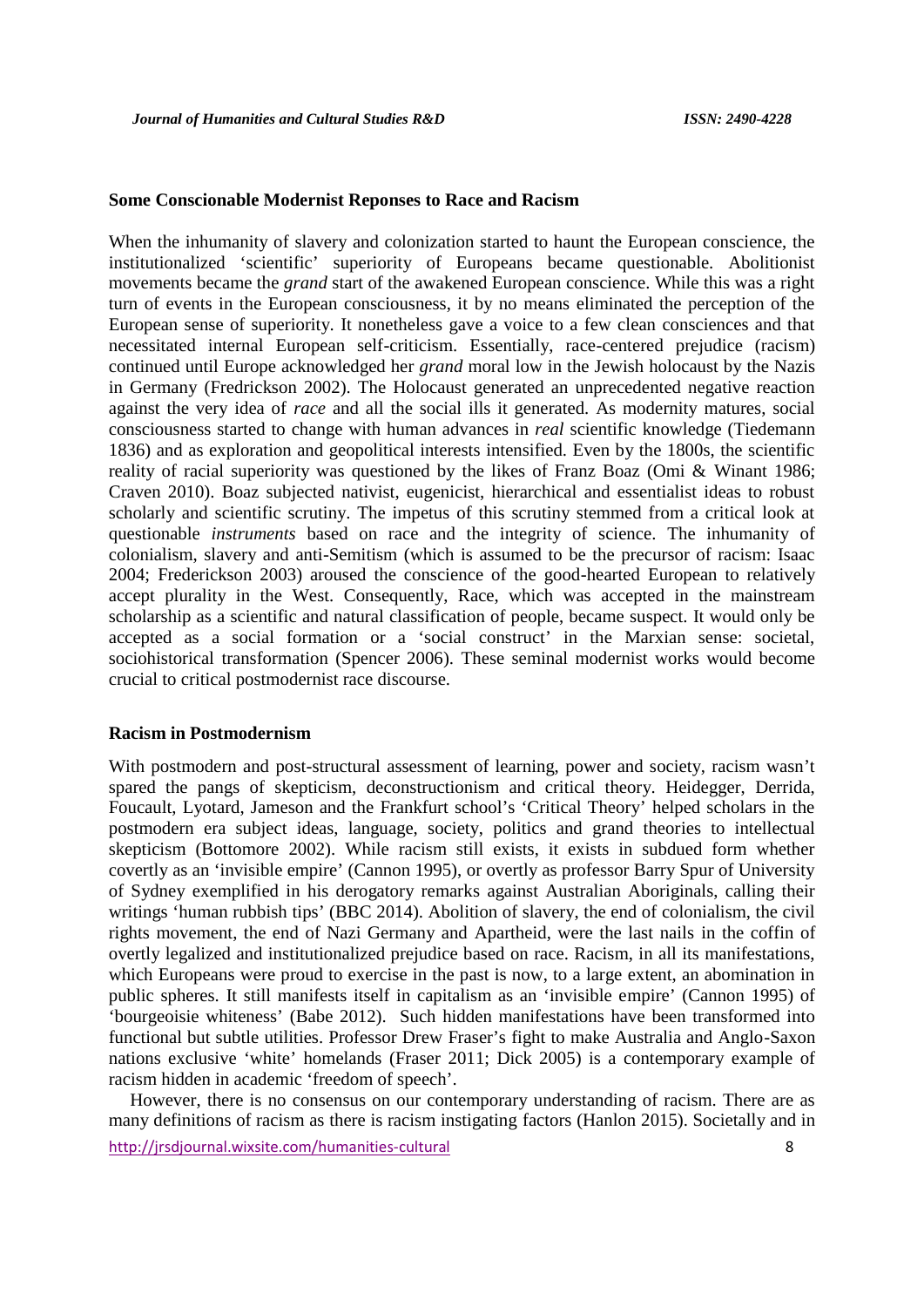### Some Conscionable Modernist Reponses to Race and Racism

When the inhumanity of slavery and colonization started to haunt the European conscience, the institutionalized 'scientific' superiority of Europeans became questionable. Abolitionist movements became the *grand* start of the awakened European conscience. While this was a right turn of events in the European consciousness, it by no means eliminated the perception of the European sense of superiority. It nonetheless gave a voice to a few clean consciences and that necessitated internal European self-criticism. Essentially, race-centered prejudice (racism) continued until Europe acknowledged her *grand* moral low in the Jewish holocaust by the Nazis in Germany (Fredrickson 2002). The Holocaust generated an unprecedented negative reaction against the very idea of *race* and all the social ills it generated. As modernity matures, social consciousness started to change with human advances in *real* scientific knowledge (Tiedemann 1836) and as exploration and geopolitical interests intensified. Even by the 1800s, the scientific reality of racial superiority was questioned by the likes of Franz Boaz (Omi & Winant 1986; Craven 2010). Boaz subjected nativist, eugenicist, hierarchical and essentialist ideas to robust scholarly and scientific scrutiny. The impetus of this scrutiny stemmed from a critical look at questionable *instruments* based on race and the integrity of science. The inhumanity of colonialism, slavery and anti-Semitism (which is assumed to be the precursor of racism: Isaac 2004; Frederickson 2003) aroused the conscience of the good-hearted European to relatively accept plurality in the West. Consequently, Race, which was accepted in the mainstream scholarship as a scientific and natural classification of people, became suspect. It would only be accepted as a social formation or a 'social construct' in the Marxian sense: societal, sociohistorical transformation (Spencer 2006). These seminal modernist works would become crucial to critical postmodernist race discourse.

### Racism in Postmodernism

With postmodern and post-structural assessment of learning, power and society, racism wasn't spared the pangs of skepticism, deconstructionism and critical theory. Heidegger, Derrida, Foucault, Lyotard, Jameson and the Frankfurt school's 'Critical Theory' helped scholars in the postmodern era subject ideas, language, society, politics and grand theories to intellectual skepticism (Bottomore 2002). While racism still exists, it exists in subdued form whether covertly as an 'invisible empire' (Cannon 1995), or overtly as professor Barry Spur of University of Sydney exemplified in his derogatory remarks against Australian Aboriginals, calling their writings 'human rubbish tips' (BBC 2014). Abolition of slavery, the end of colonialism, the civil rights movement, the end of Nazi Germany and Apartheid, were the last nails in the coffin of overtly legalized and institutionalized prejudice based on race. Racism, in all its manifestations, which Europeans were proud to exercise in the past is now, to a large extent, an abomination in public spheres. It still manifests itself in capitalism as an 'invisible empire' (Cannon 1995) of 'bourgeoisie whiteness' (Babe 2012). Such hidden manifestations have been transformed into functional but subtle utilities. Professor Drew Fraser's fight to make Australia and Anglo-Saxon nations exclusive 'white' homelands (Fraser 2011; Dick 2005) is a contemporary example of racism hidden in academic 'freedom of speech'.

However, there is no consensus on our contemporary understanding of racism. There are as many definitions of racism as there is racism instigating factors (Hanlon 2015). Societally and in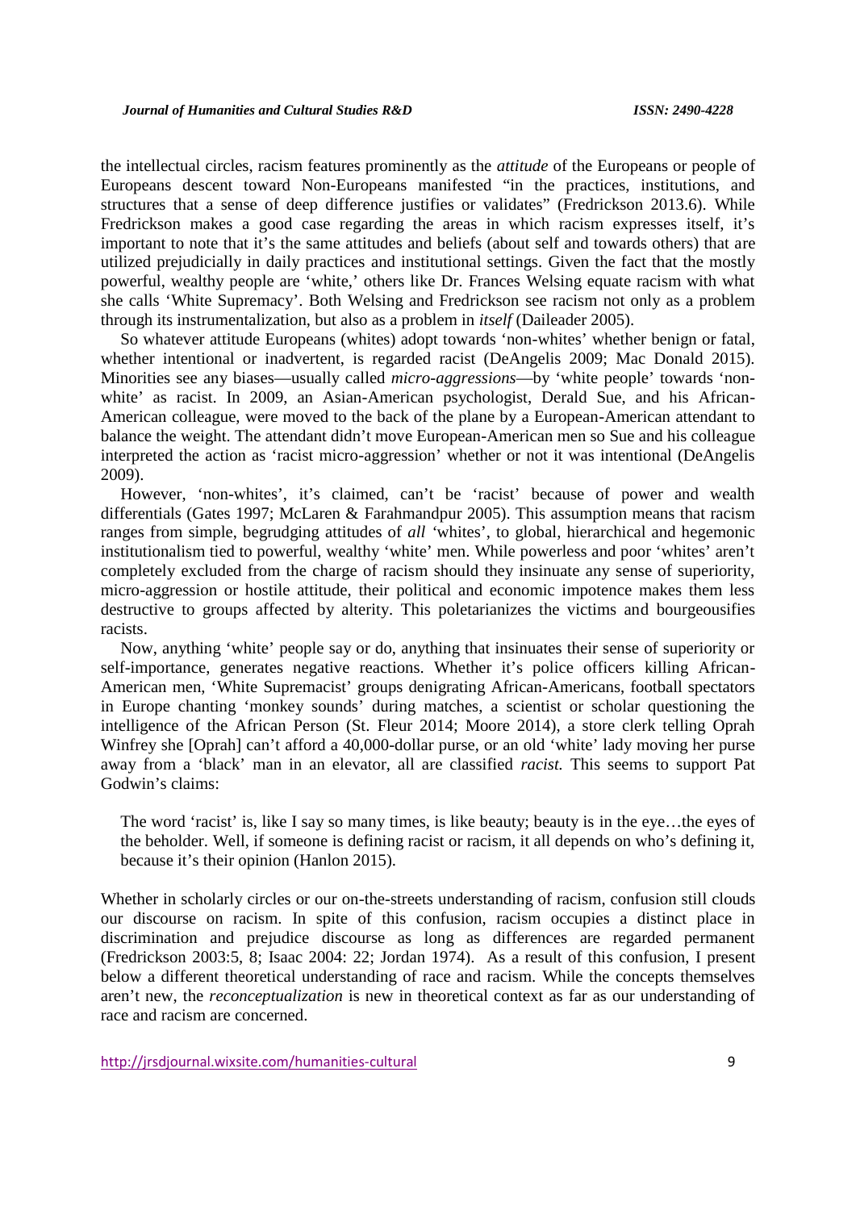the intellectual circles, racism features prominently as the *attitude* of the Europeans or people of Europeans descent toward Non-Europeans manifested "in the practices, institutions, and structures that a sense of deep difference justifies or validates" (Fredrickson 2013.6). While Fredrickson makes a good case regarding the areas in which racism expresses itself, it's important to note that it's the same attitudes and beliefs (about self and towards others) that are utilized prejudicially in daily practices and institutional settings. Given the fact that the mostly powerful, wealthy people are 'white,' others like Dr. Frances Welsing equate racism with what she calls 'White Supremacy'. Both Welsing and Fredrickson see racism not only as a problem through its instrumentalization, but also as a problem in *itself* (Daileader 2005).

So whatever attitude Europeans (whites) adopt towards 'non-whites' whether benign or fatal, whether intentional or inadvertent, is regarded racist (DeAngelis 2009; Mac Donald 2015). Minorities see any biases—usually called *micro-aggressions*—by 'white people' towards 'non-white' as racist. In 2009, an Asian-American psychologist, Derald Sue, and his African-American colleague, were moved to the back of the plane by a European-American attendant to balance the weight. The attendant didn't move European-American men so Sue and his colleague interpreted the action as 'racist micro-aggression' whether or not it was intentional (DeAngelis 2009).

However, 'non-whites', it's claimed, can't be 'racist' because of power and wealth differentials (Gates 1997; McLaren & Farahmandpur 2005). This assumption means that racism ranges from simple, begrudging attitudes of *all* 'whites', to global, hierarchical and hegemonic institutionalism tied to powerful, wealthy 'white' men. While powerless and poor 'whites' aren't completely excluded from the charge of racism should they insinuate any sense of superiority, micro-aggression or hostile attitude, their political and economic impotence makes them less destructive to groups affected by alterity. This poletarianizes the victims and bourgeousifies racists.

Now, anything 'white' people say or do, anything that insinuates their sense of superiority or self-importance, generates negative reactions. Whether it's police officers killing African-American men, 'White Supremacist' groups denigrating African-Americans, football spectators in Europe chanting 'monkey sounds' during matches, a scientist or scholar questioning the intelligence of the African Person (St. Fleur 2014; Moore 2014), a store clerk telling Oprah Winfrey she [Oprah] can't afford a 40,000-dollar purse, or an old 'white' lady moving her purse away from a 'black' man in an elevator, all are classified *racist.* This seems to support Pat Godwin's claims:

> The word 'racist' is, like I say so many times, is like beauty; beauty is in the eye…the eyes of the beholder. Well, if someone is defining racist or racism, it all depends on who's defining it, because it's their opinion (Hanlon 2015).

Whether in scholarly circles or our on-the-streets understanding of racism, confusion still clouds our discourse on racism. In spite of this confusion, racism occupies a distinct place in discrimination and prejudice discourse as long as differences are regarded permanent (Fredrickson 2003:5, 8; Isaac 2004: 22; Jordan 1974). As a result of this confusion, I present below a different theoretical understanding of race and racism. While the concepts themselves aren't new, the *reconceptualization* is new in theoretical context as far as our understanding of race and racism are concerned.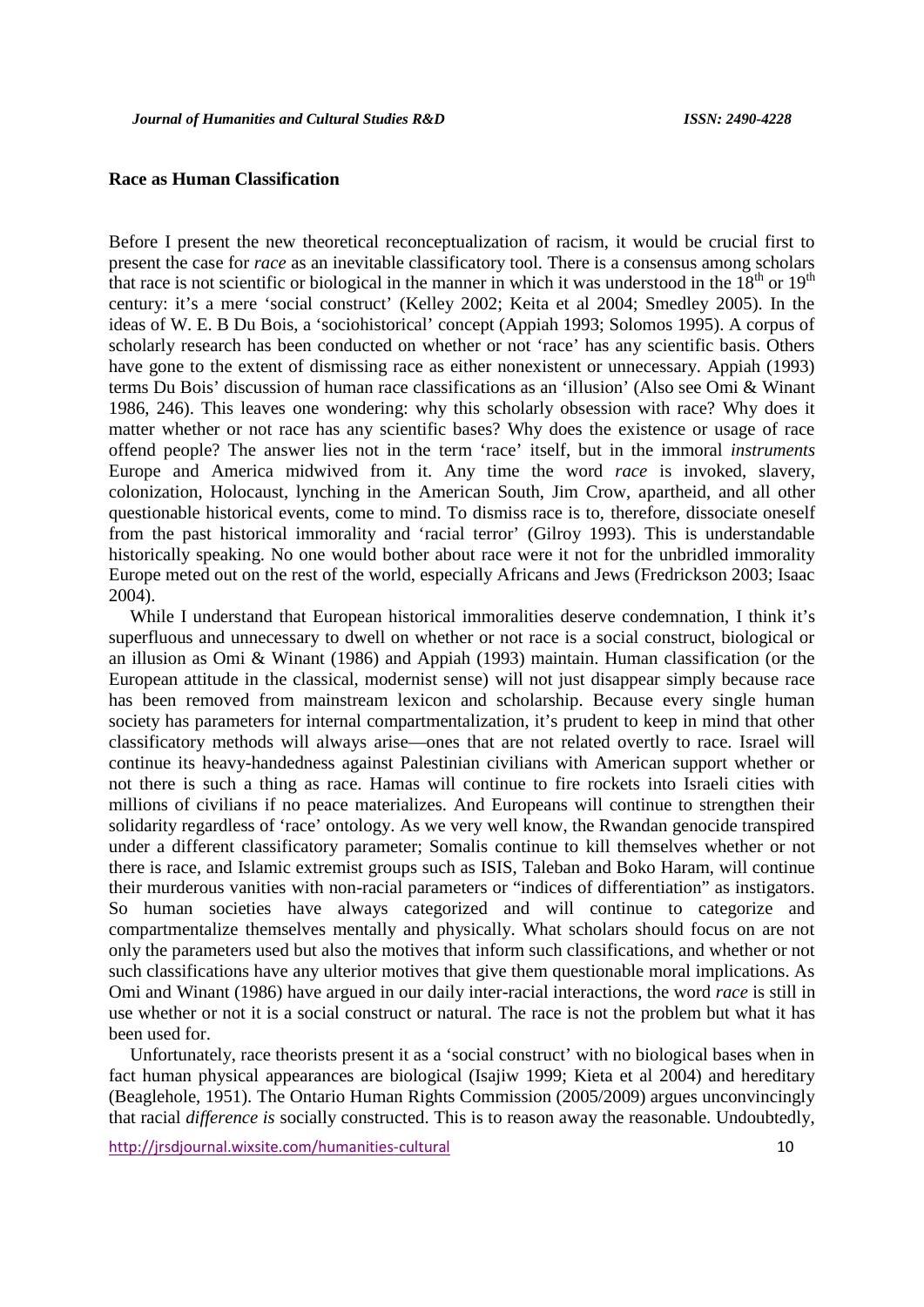### Race as Human Classification

Before I present the new theoretical reconceptualization of racism, it would be crucial first to present the case for *race* as an inevitable classificatory tool. There is a consensus among scholars that race is not scientific or biological in the manner in which it was understood in the $18^{th}$ or $19^{th}$ century: it's a mere 'social construct' (Kelley 2002; Keita et al 2004; Smedley 2005). In the ideas of W. E. B Du Bois, a 'sociohistorical' concept (Appiah 1993; Solomos 1995). A corpus of scholarly research has been conducted on whether or not 'race' has any scientific basis. Others have gone to the extent of dismissing race as either nonexistent or unnecessary. Appiah (1993) terms Du Bois' discussion of human race classifications as an 'illusion' (Also see Omi & Winant 1986, 246). This leaves one wondering: why this scholarly obsession with race? Why does it matter whether or not race has any scientific bases? Why does the existence or usage of race offend people? The answer lies not in the term 'race' itself, but in the immoral *instruments* Europe and America midwived from it. Any time the word *race* is invoked, slavery, colonization, Holocaust, lynching in the American South, Jim Crow, apartheid, and all other questionable historical events, come to mind. To dismiss race is to, therefore, dissociate oneself from the past historical immorality and 'racial terror' (Gilroy 1993). This is understandable historically speaking. No one would bother about race were it not for the unbridled immorality Europe meted out on the rest of the world, especially Africans and Jews (Fredrickson 2003; Isaac 2004).

While I understand that European historical immoralities deserve condemnation, I think it's superfluous and unnecessary to dwell on whether or not race is a social construct, biological or an illusion as Omi & Winant (1986) and Appiah (1993) maintain. Human classification (or the European attitude in the classical, modernist sense) will not just disappear simply because race has been removed from mainstream lexicon and scholarship. Because every single human society has parameters for internal compartmentalization, it's prudent to keep in mind that other classificatory methods will always arise—ones that are not related overtly to race. Israel will continue its heavy-handedness against Palestinian civilians with American support whether or not there is such a thing as race. Hamas will continue to fire rockets into Israeli cities with millions of civilians if no peace materializes. And Europeans will continue to strengthen their solidarity regardless of 'race' ontology. As we very well know, the Rwandan genocide transpired under a different classificatory parameter; Somalis continue to kill themselves whether or not there is race, and Islamic extremist groups such as ISIS, Taleban and Boko Haram, will continue their murderous vanities with non-racial parameters or "indices of differentiation" as instigators. So human societies have always categorized and will continue to categorize and compartmentalize themselves mentally and physically. What scholars should focus on are not only the parameters used but also the motives that inform such classifications, and whether or not such classifications have any ulterior motives that give them questionable moral implications. As Omi and Winant (1986) have argued in our daily inter-racial interactions, the word *race* is still in use whether or not it is a social construct or natural. The race is not the problem but what it has been used for.

Unfortunately, race theorists present it as a 'social construct' with no biological bases when in fact human physical appearances are biological (Isajiw 1999; Kieta et al 2004) and hereditary (Beaglehole, 1951). The Ontario Human Rights Commission (2005/2009) argues unconvincingly that racial *difference is* socially constructed. This is to reason away the reasonable. Undoubtedly,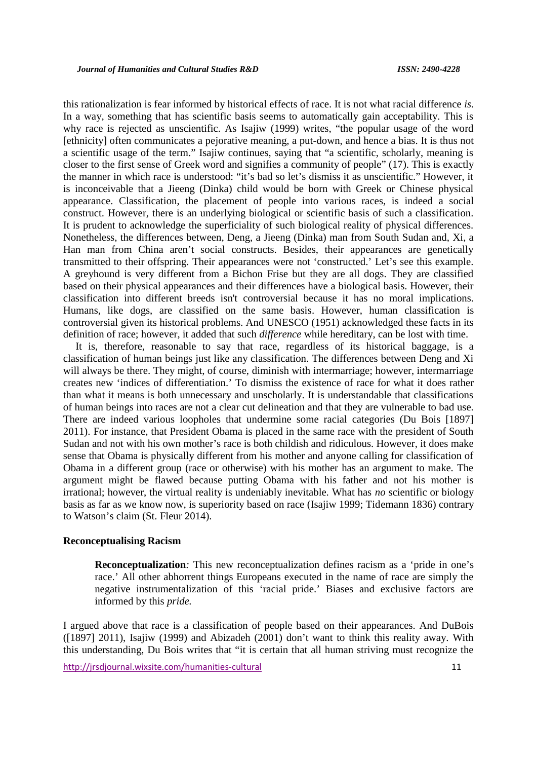this rationalization is fear informed by historical effects of race. It is not what racial difference *is*. In a way, something that has scientific basis seems to automatically gain acceptability. This is why race is rejected as unscientific. As Isajiw (1999) writes, "the popular usage of the word [ethnicity] often communicates a pejorative meaning, a put-down, and hence a bias. It is thus not a scientific usage of the term." Isajiw continues, saying that "a scientific, scholarly, meaning is closer to the first sense of Greek word and signifies a community of people" (17). This is exactly the manner in which race is understood: "it's bad so let's dismiss it as unscientific." However, it is inconceivable that a Jieeng (Dinka) child would be born with Greek or Chinese physical appearance. Classification, the placement of people into various races, is indeed a social construct. However, there is an underlying biological or scientific basis of such a classification. It is prudent to acknowledge the superficiality of such biological reality of physical differences. Nonetheless, the differences between, Deng, a Jieeng (Dinka) man from South Sudan and, Xi, a Han man from China aren't social constructs. Besides, their appearances are genetically transmitted to their offspring. Their appearances were not 'constructed.' Let's see this example. A greyhound is very different from a Bichon Frise but they are all dogs. They are classified based on their physical appearances and their differences have a biological basis. However, their classification into different breeds isn't controversial because it has no moral implications. Humans, like dogs, are classified on the same basis. However, human classification is controversial given its historical problems. And UNESCO (1951) acknowledged these facts in its definition of race; however, it added that such *difference* while hereditary, can be lost with time.

It is, therefore, reasonable to say that race, regardless of its historical baggage, is a classification of human beings just like any classification. The differences between Deng and Xi will always be there. They might, of course, diminish with intermarriage; however, intermarriage creates new 'indices of differentiation.' To dismiss the existence of race for what it does rather than what it means is both unnecessary and unscholarly. It is understandable that classifications of human beings into races are not a clear cut delineation and that they are vulnerable to bad use. There are indeed various loopholes that undermine some racial categories (Du Bois [1897] 2011). For instance, that President Obama is placed in the same race with the president of South Sudan and not with his own mother's race is both childish and ridiculous. However, it does make sense that Obama is physically different from his mother and anyone calling for classification of Obama in a different group (race or otherwise) with his mother has an argument to make. The argument might be flawed because putting Obama with his father and not his mother is irrational; however, the virtual reality is undeniably inevitable. What has *no* scientific or biology basis as far as we know now, is superiority based on race (Isajiw 1999; Tidemann 1836) contrary to Watson's claim (St. Fleur 2014).

## Reconceptualising Racism

> **Reconceptualization***:* This new reconceptualization defines racism as a 'pride in one's race.' All other abhorrent things Europeans executed in the name of race are simply the negative instrumentalization of this 'racial pride.' Biases and exclusive factors are informed by this *pride.*

I argued above that race is a classification of people based on their appearances. And DuBois ([1897] 2011), Isajiw (1999) and Abizadeh (2001) don't want to think this reality away. With this understanding, Du Bois writes that "it is certain that all human striving must recognize the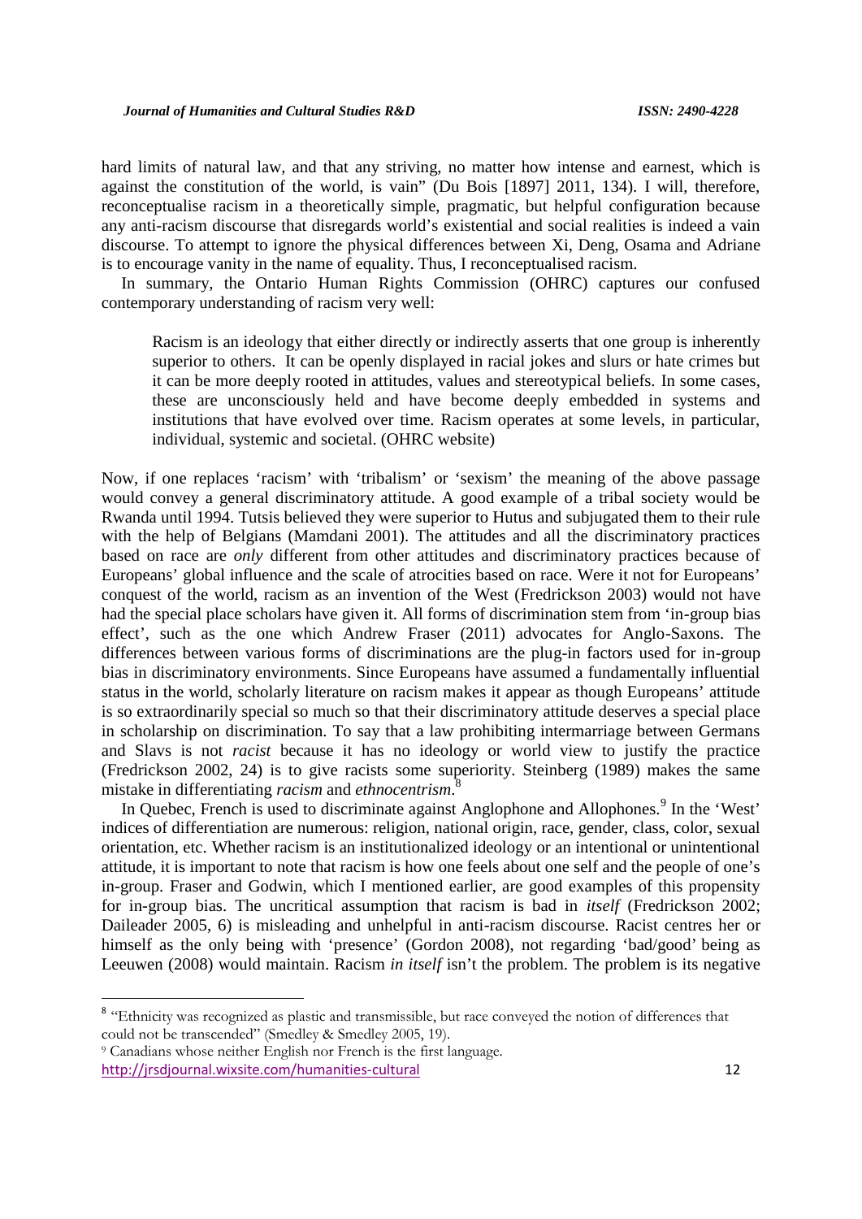hard limits of natural law, and that any striving, no matter how intense and earnest, which is against the constitution of the world, is vain" (Du Bois [1897] 2011, 134). I will, therefore, reconceptualise racism in a theoretically simple, pragmatic, but helpful configuration because any anti-racism discourse that disregards world's existential and social realities is indeed a vain discourse. To attempt to ignore the physical differences between Xi, Deng, Osama and Adriane is to encourage vanity in the name of equality. Thus, I reconceptualised racism.

In summary, the Ontario Human Rights Commission (OHRC) captures our confused contemporary understanding of racism very well:

> Racism is an ideology that either directly or indirectly asserts that one group is inherently superior to others. It can be openly displayed in racial jokes and slurs or hate crimes but it can be more deeply rooted in attitudes, values and stereotypical beliefs. In some cases, these are unconsciously held and have become deeply embedded in systems and institutions that have evolved over time. Racism operates at some levels, in particular, individual, systemic and societal. (OHRC website)

Now, if one replaces 'racism' with 'tribalism' or 'sexism' the meaning of the above passage would convey a general discriminatory attitude. A good example of a tribal society would be Rwanda until 1994. Tutsis believed they were superior to Hutus and subjugated them to their rule with the help of Belgians (Mamdani 2001). The attitudes and all the discriminatory practices based on race are *only* different from other attitudes and discriminatory practices because of Europeans' global influence and the scale of atrocities based on race. Were it not for Europeans' conquest of the world, racism as an invention of the West (Fredrickson 2003) would not have had the special place scholars have given it. All forms of discrimination stem from 'in-group bias effect', such as the one which Andrew Fraser (2011) advocates for Anglo-Saxons. The differences between various forms of discriminations are the plug-in factors used for in-group bias in discriminatory environments. Since Europeans have assumed a fundamentally influential status in the world, scholarly literature on racism makes it appear as though Europeans' attitude is so extraordinarily special so much so that their discriminatory attitude deserves a special place in scholarship on discrimination. To say that a law prohibiting intermarriage between Germans and Slavs is not *racist* because it has no ideology or world view to justify the practice (Fredrickson 2002, 24) is to give racists some superiority. Steinberg (1989) makes the same mistake in differentiating *racism* and *ethnocentrism*.[8]

In Quebec, French is used to discriminate against Anglophone and Allophones.[9] In the 'West' indices of differentiation are numerous: religion, national origin, race, gender, class, color, sexual orientation, etc. Whether racism is an institutionalized ideology or an intentional or unintentional attitude, it is important to note that racism is how one feels about one self and the people of one's in-group. Fraser and Godwin, which I mentioned earlier, are good examples of this propensity for in-group bias. The uncritical assumption that racism is bad in *itself* (Fredrickson 2002; Daileader 2005, 6) is misleading and unhelpful in anti-racism discourse. Racist centres her or himself as the only being with 'presence' (Gordon 2008), not regarding 'bad/good' being as Leeuwen (2008) would maintain. Racism *in itself* isn't the problem. The problem is its negative

---

[8] "Ethnicity was recognized as plastic and transmissible, but race conveyed the notion of differences that could not be transcended" (Smedley & Smedley 2005, 19).

[9] Canadians whose neither English nor French is the first language.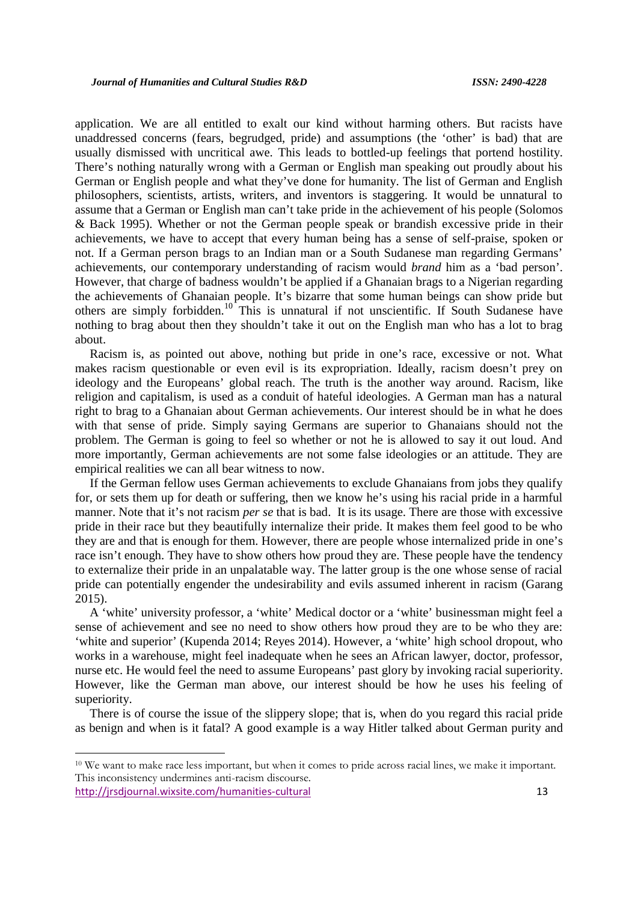application. We are all entitled to exalt our kind without harming others. But racists have unaddressed concerns (fears, begrudged, pride) and assumptions (the 'other' is bad) that are usually dismissed with uncritical awe. This leads to bottled-up feelings that portend hostility. There's nothing naturally wrong with a German or English man speaking out proudly about his German or English people and what they've done for humanity. The list of German and English philosophers, scientists, artists, writers, and inventors is staggering. It would be unnatural to assume that a German or English man can't take pride in the achievement of his people (Solomos & Back 1995). Whether or not the German people speak or brandish excessive pride in their achievements, we have to accept that every human being has a sense of self-praise, spoken or not. If a German person brags to an Indian man or a South Sudanese man regarding Germans' achievements, our contemporary understanding of racism would *brand* him as a 'bad person'. However, that charge of badness wouldn't be applied if a Ghanaian brags to a Nigerian regarding the achievements of Ghanaian people. It's bizarre that some human beings can show pride but others are simply forbidden.[10] This is unnatural if not unscientific. If South Sudanese have nothing to brag about then they shouldn't take it out on the English man who has a lot to brag about.

Racism is, as pointed out above, nothing but pride in one's race, excessive or not. What makes racism questionable or even evil is its expropriation. Ideally, racism doesn't prey on ideology and the Europeans' global reach. The truth is the another way around. Racism, like religion and capitalism, is used as a conduit of hateful ideologies. A German man has a natural right to brag to a Ghanaian about German achievements. Our interest should be in what he does with that sense of pride. Simply saying Germans are superior to Ghanaians should not the problem. The German is going to feel so whether or not he is allowed to say it out loud. And more importantly, German achievements are not some false ideologies or an attitude. They are empirical realities we can all bear witness to now.

If the German fellow uses German achievements to exclude Ghanaians from jobs they qualify for, or sets them up for death or suffering, then we know he's using his racial pride in a harmful manner. Note that it's not racism *per se* that is bad. It is its usage. There are those with excessive pride in their race but they beautifully internalize their pride. It makes them feel good to be who they are and that is enough for them. However, there are people whose internalized pride in one's race isn't enough. They have to show others how proud they are. These people have the tendency to externalize their pride in an unpalatable way. The latter group is the one whose sense of racial pride can potentially engender the undesirability and evils assumed inherent in racism (Garang 2015).

A 'white' university professor, a 'white' Medical doctor or a 'white' businessman might feel a sense of achievement and see no need to show others how proud they are to be who they are: 'white and superior' (Kupenda 2014; Reyes 2014). However, a 'white' high school dropout, who works in a warehouse, might feel inadequate when he sees an African lawyer, doctor, professor, nurse etc. He would feel the need to assume Europeans' past glory by invoking racial superiority. However, like the German man above, our interest should be how he uses his feeling of superiority.

There is of course the issue of the slippery slope; that is, when do you regard this racial pride as benign and when is it fatal? A good example is a way Hitler talked about German purity and

[10] We want to make race less important, but when it comes to pride across racial lines, we make it important. This inconsistency undermines anti-racism discourse.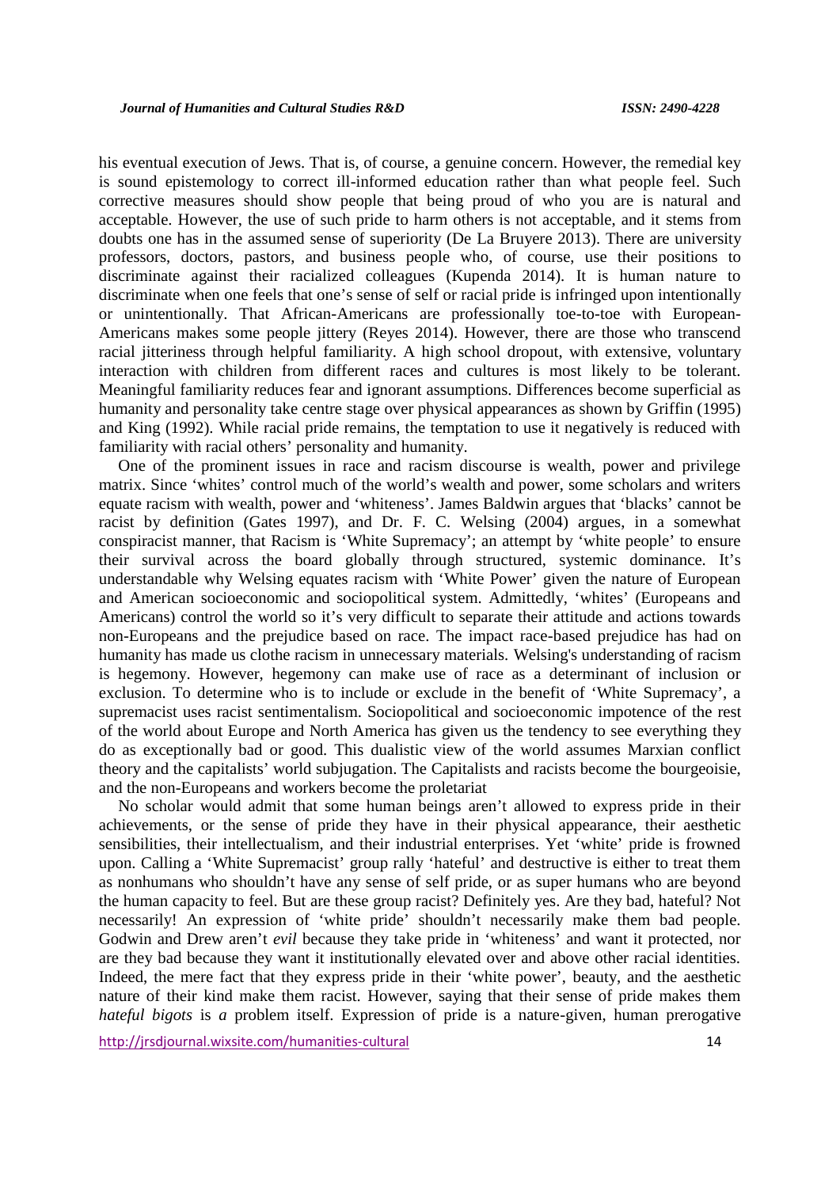his eventual execution of Jews. That is, of course, a genuine concern. However, the remedial key is sound epistemology to correct ill-informed education rather than what people feel. Such corrective measures should show people that being proud of who you are is natural and acceptable. However, the use of such pride to harm others is not acceptable, and it stems from doubts one has in the assumed sense of superiority (De La Bruyere 2013). There are university professors, doctors, pastors, and business people who, of course, use their positions to discriminate against their racialized colleagues (Kupenda 2014). It is human nature to discriminate when one feels that one's sense of self or racial pride is infringed upon intentionally or unintentionally. That African-Americans are professionally toe-to-toe with European-Americans makes some people jittery (Reyes 2014). However, there are those who transcend racial jitteriness through helpful familiarity. A high school dropout, with extensive, voluntary interaction with children from different races and cultures is most likely to be tolerant. Meaningful familiarity reduces fear and ignorant assumptions. Differences become superficial as humanity and personality take centre stage over physical appearances as shown by Griffin (1995) and King (1992). While racial pride remains, the temptation to use it negatively is reduced with familiarity with racial others' personality and humanity.

One of the prominent issues in race and racism discourse is wealth, power and privilege matrix. Since 'whites' control much of the world's wealth and power, some scholars and writers equate racism with wealth, power and 'whiteness'. James Baldwin argues that 'blacks' cannot be racist by definition (Gates 1997), and Dr. F. C. Welsing (2004) argues, in a somewhat conspiracist manner, that Racism is 'White Supremacy'; an attempt by 'white people' to ensure their survival across the board globally through structured, systemic dominance. It's understandable why Welsing equates racism with 'White Power' given the nature of European and American socioeconomic and sociopolitical system. Admittedly, 'whites' (Europeans and Americans) control the world so it's very difficult to separate their attitude and actions towards non-Europeans and the prejudice based on race. The impact race-based prejudice has had on humanity has made us clothe racism in unnecessary materials. Welsing's understanding of racism is hegemony. However, hegemony can make use of race as a determinant of inclusion or exclusion. To determine who is to include or exclude in the benefit of 'White Supremacy', a supremacist uses racist sentimentalism. Sociopolitical and socioeconomic impotence of the rest of the world about Europe and North America has given us the tendency to see everything they do as exceptionally bad or good. This dualistic view of the world assumes Marxian conflict theory and the capitalists' world subjugation. The Capitalists and racists become the bourgeoisie, and the non-Europeans and workers become the proletariat

No scholar would admit that some human beings aren't allowed to express pride in their achievements, or the sense of pride they have in their physical appearance, their aesthetic sensibilities, their intellectualism, and their industrial enterprises. Yet 'white' pride is frowned upon. Calling a 'White Supremacist' group rally 'hateful' and destructive is either to treat them as nonhumans who shouldn't have any sense of self pride, or as super humans who are beyond the human capacity to feel. But are these group racist? Definitely yes. Are they bad, hateful? Not necessarily! An expression of 'white pride' shouldn't necessarily make them bad people. Godwin and Drew aren't *evil* because they take pride in 'whiteness' and want it protected, nor are they bad because they want it institutionally elevated over and above other racial identities. Indeed, the mere fact that they express pride in their 'white power', beauty, and the aesthetic nature of their kind make them racist. However, saying that their sense of pride makes them *hateful bigots* is *a* problem itself. Expression of pride is a nature-given, human prerogative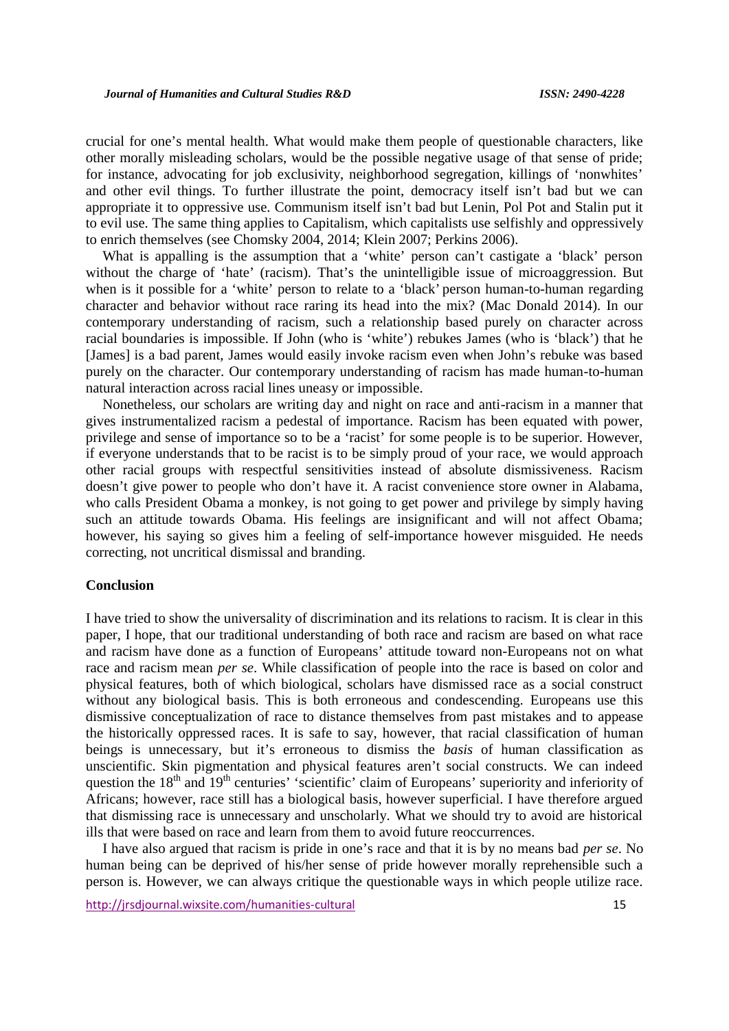crucial for one's mental health. What would make them people of questionable characters, like other morally misleading scholars, would be the possible negative usage of that sense of pride; for instance, advocating for job exclusivity, neighborhood segregation, killings of 'nonwhites' and other evil things. To further illustrate the point, democracy itself isn't bad but we can appropriate it to oppressive use. Communism itself isn't bad but Lenin, Pol Pot and Stalin put it to evil use. The same thing applies to Capitalism, which capitalists use selfishly and oppressively to enrich themselves (see Chomsky 2004, 2014; Klein 2007; Perkins 2006).

What is appalling is the assumption that a 'white' person can't castigate a 'black' person without the charge of 'hate' (racism). That's the unintelligible issue of microaggression. But when is it possible for a 'white' person to relate to a 'black' person human-to-human regarding character and behavior without race raring its head into the mix? (Mac Donald 2014). In our contemporary understanding of racism, such a relationship based purely on character across racial boundaries is impossible. If John (who is 'white') rebukes James (who is 'black') that he [James] is a bad parent, James would easily invoke racism even when John's rebuke was based purely on the character. Our contemporary understanding of racism has made human-to-human natural interaction across racial lines uneasy or impossible.

Nonetheless, our scholars are writing day and night on race and anti-racism in a manner that gives instrumentalized racism a pedestal of importance. Racism has been equated with power, privilege and sense of importance so to be a 'racist' for some people is to be superior. However, if everyone understands that to be racist is to be simply proud of your race, we would approach other racial groups with respectful sensitivities instead of absolute dismissiveness. Racism doesn't give power to people who don't have it. A racist convenience store owner in Alabama, who calls President Obama a monkey, is not going to get power and privilege by simply having such an attitude towards Obama. His feelings are insignificant and will not affect Obama; however, his saying so gives him a feeling of self-importance however misguided. He needs correcting, not uncritical dismissal and branding.

## Conclusion

I have tried to show the universality of discrimination and its relations to racism. It is clear in this paper, I hope, that our traditional understanding of both race and racism are based on what race and racism have done as a function of Europeans' attitude toward non-Europeans not on what race and racism mean *per se*. While classification of people into the race is based on color and physical features, both of which biological, scholars have dismissed race as a social construct without any biological basis. This is both erroneous and condescending. Europeans use this dismissive conceptualization of race to distance themselves from past mistakes and to appease the historically oppressed races. It is safe to say, however, that racial classification of human beings is unnecessary, but it's erroneous to dismiss the *basis* of human classification as unscientific. Skin pigmentation and physical features aren't social constructs. We can indeed question the 18th and 19th centuries' 'scientific' claim of Europeans' superiority and inferiority of Africans; however, race still has a biological basis, however superficial. I have therefore argued that dismissing race is unnecessary and unscholarly. What we should try to avoid are historical ills that were based on race and learn from them to avoid future reoccurrences.

I have also argued that racism is pride in one's race and that it is by no means bad *per se*. No human being can be deprived of his/her sense of pride however morally reprehensible such a person is. However, we can always critique the questionable ways in which people utilize race.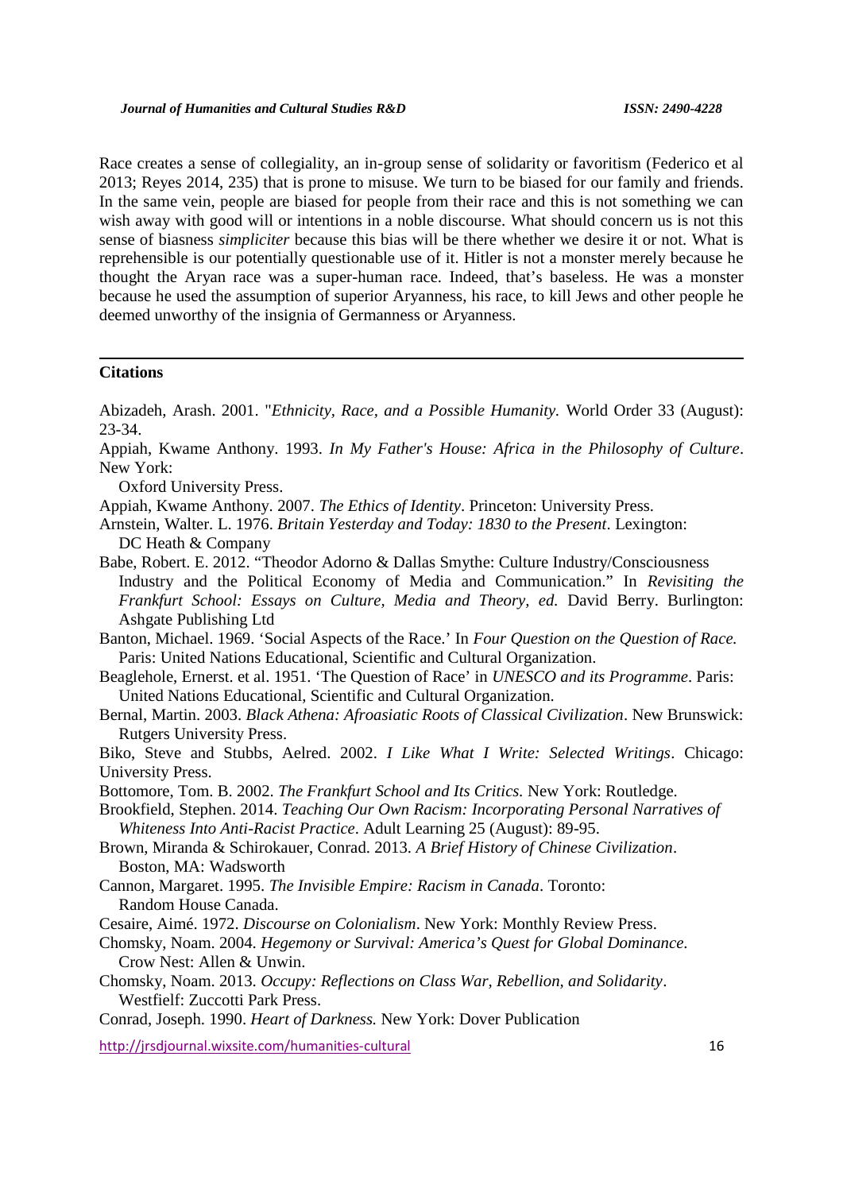Race creates a sense of collegiality, an in-group sense of solidarity or favoritism (Federico et al 2013; Reyes 2014, 235) that is prone to misuse. We turn to be biased for our family and friends. In the same vein, people are biased for people from their race and this is not something we can wish away with good will or intentions in a noble discourse. What should concern us is not this sense of biasness *simpliciter* because this bias will be there whether we desire it or not. What is reprehensible is our potentially questionable use of it. Hitler is not a monster merely because he thought the Aryan race was a super-human race. Indeed, that's baseless. He was a monster because he used the assumption of superior Aryanness, his race, to kill Jews and other people he deemed unworthy of the insignia of Germanness or Aryanness.

---

**Citations**

Abizadeh, Arash. 2001. "*Ethnicity, Race, and a Possible Humanity.* World Order 33 (August): 23-34.

Appiah, Kwame Anthony. 1993. *In My Father's House: Africa in the Philosophy of Culture*. New York: Oxford University Press.

Appiah, Kwame Anthony. 2007. *The Ethics of Identity*. Princeton: University Press.

Arnstein, Walter. L. 1976. *Britain Yesterday and Today: 1830 to the Present*. Lexington: DC Heath & Company

Babe, Robert. E. 2012. "Theodor Adorno & Dallas Smythe: Culture Industry/Consciousness Industry and the Political Economy of Media and Communication." In *Revisiting the Frankfurt School: Essays on Culture, Media and Theory, ed.* David Berry. Burlington: Ashgate Publishing Ltd

Banton, Michael. 1969. 'Social Aspects of the Race.' In *Four Question on the Question of Race.* Paris: United Nations Educational, Scientific and Cultural Organization.

Beaglehole, Ernerst. et al. 1951. 'The Question of Race' in *UNESCO and its Programme*. Paris: United Nations Educational, Scientific and Cultural Organization.

Bernal, Martin. 2003. *Black Athena: Afroasiatic Roots of Classical Civilization*. New Brunswick: Rutgers University Press.

Biko, Steve and Stubbs, Aelred. 2002. *I Like What I Write: Selected Writings*. Chicago: University Press.

Bottomore, Tom. B. 2002. *The Frankfurt School and Its Critics.* New York: Routledge.

Brookfield, Stephen. 2014. *Teaching Our Own Racism: Incorporating Personal Narratives of Whiteness Into Anti-Racist Practice*. Adult Learning 25 (August): 89-95.

Brown, Miranda & Schirokauer, Conrad. 2013. *A Brief History of Chinese Civilization*. Boston, MA: Wadsworth

Cannon, Margaret. 1995. *The Invisible Empire: Racism in Canada*. Toronto: Random House Canada.

Cesaire, Aimé. 1972. *Discourse on Colonialism*. New York: Monthly Review Press.

Chomsky, Noam. 2004. *Hegemony or Survival: America's Quest for Global Dominance.* Crow Nest: Allen & Unwin.

Chomsky, Noam. 2013. *Occupy: Reflections on Class War, Rebellion, and Solidarity*. Westfielf: Zuccotti Park Press.

Conrad, Joseph. 1990. *Heart of Darkness.* New York: Dover Publication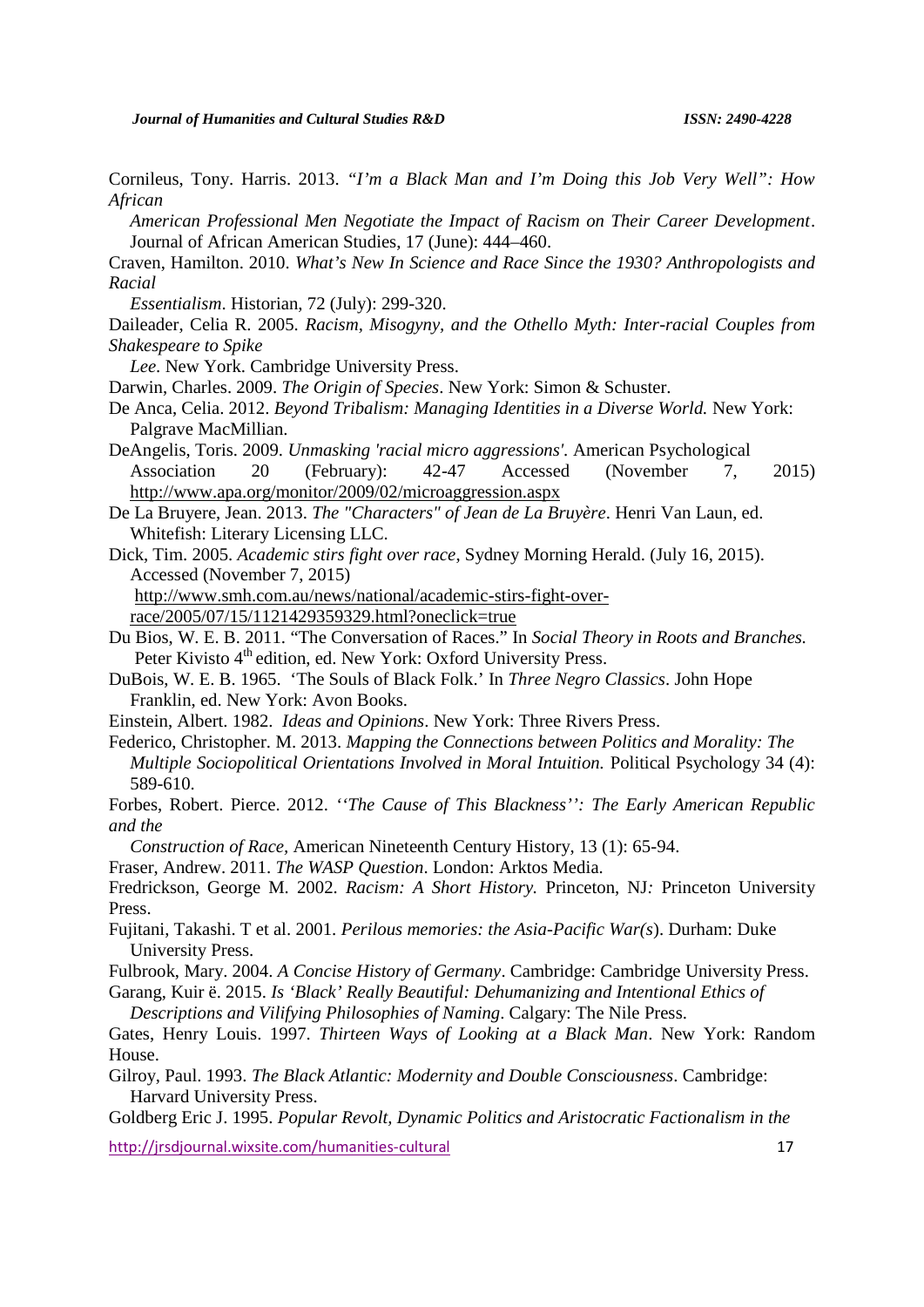Cornileus, Tony. Harris. 2013. *"I'm a Black Man and I'm Doing this Job Very Well": How African American Professional Men Negotiate the Impact of Racism on Their Career Development*. Journal of African American Studies, 17 (June): 444–460.

Craven, Hamilton. 2010. *What's New In Science and Race Since the 1930? Anthropologists and Racial Essentialism*. Historian, 72 (July): 299-320.

Daileader, Celia R. 2005. *Racism, Misogyny, and the Othello Myth: Inter-racial Couples from Shakespeare to Spike Lee*. New York. Cambridge University Press.

Darwin, Charles. 2009. *The Origin of Species*. New York: Simon & Schuster.

De Anca, Celia. 2012. *Beyond Tribalism: Managing Identities in a Diverse World.* New York: Palgrave MacMillian.

DeAngelis, Toris. 2009. *Unmasking 'racial micro aggressions'.* American Psychological Association 20 (February): 42-47 Accessed (November 7, 2015) http://www.apa.org/monitor/2009/02/microaggression.aspx

De La Bruyere, Jean. 2013. *The "Characters" of Jean de La Bruyère*. Henri Van Laun, ed. Whitefish: Literary Licensing LLC.

Dick, Tim. 2005. *Academic stirs fight over race*, Sydney Morning Herald. (July 16, 2015). Accessed (November 7, 2015) http://www.smh.com.au/news/national/academic-stirs-fight-over-race/2005/07/15/1121429359329.html?oneclick=true

Du Bios, W. E. B. 2011. "The Conversation of Races." In *Social Theory in Roots and Branches.* Peter Kivisto 4th edition, ed. New York: Oxford University Press.

DuBois, W. E. B. 1965. 'The Souls of Black Folk.' In *Three Negro Classics*. John Hope Franklin, ed. New York: Avon Books.

Einstein, Albert. 1982. *Ideas and Opinions*. New York: Three Rivers Press.

Federico, Christopher. M. 2013. *Mapping the Connections between Politics and Morality: The Multiple Sociopolitical Orientations Involved in Moral Intuition.* Political Psychology 34 (4): 589-610.

Forbes, Robert. Pierce. 2012. *''The Cause of This Blackness'': The Early American Republic and the Construction of Race*, American Nineteenth Century History, 13 (1): 65-94.

Fraser, Andrew. 2011. *The WASP Question*. London: Arktos Media.

Fredrickson, George M. 2002. *Racism: A Short History.* Princeton, NJ: Princeton University Press.

Fujitani, Takashi. T et al. 2001. *Perilous memories: the Asia-Pacific War(s*). Durham: Duke University Press.

Fulbrook, Mary. 2004. *A Concise History of Germany*. Cambridge: Cambridge University Press.

Garang, Kuir ë. 2015. *Is 'Black' Really Beautiful: Dehumanizing and Intentional Ethics of Descriptions and Vilifying Philosophies of Naming*. Calgary: The Nile Press.

Gates, Henry Louis. 1997. *Thirteen Ways of Looking at a Black Man*. New York: Random House.

Gilroy, Paul. 1993. *The Black Atlantic: Modernity and Double Consciousness*. Cambridge: Harvard University Press.

Goldberg Eric J. 1995. *Popular Revolt, Dynamic Politics and Aristocratic Factionalism in the*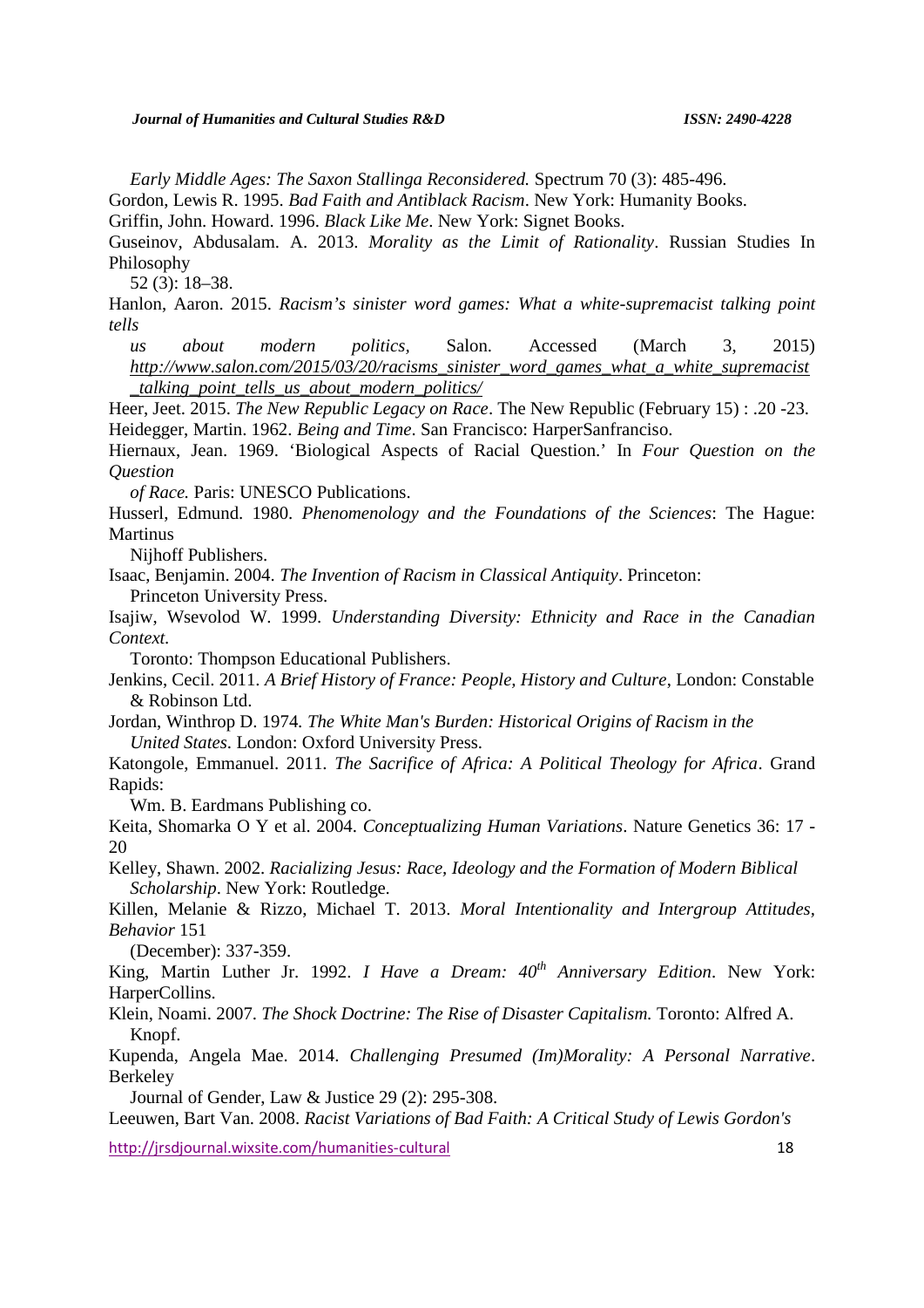*Early Middle Ages: The Saxon Stallinga Reconsidered.* Spectrum 70 (3): 485-496.

Gordon, Lewis R. 1995. *Bad Faith and Antiblack Racism*. New York: Humanity Books.

Griffin, John. Howard. 1996. *Black Like Me*. New York: Signet Books.

Guseinov, Abdusalam. A. 2013. *Morality as the Limit of Rationality*. Russian Studies In Philosophy 52 (3): 18–38.

Hanlon, Aaron. 2015. *Racism's sinister word games: What a white-supremacist talking point tells us about modern politics*, Salon. Accessed (March 3, 2015) http://www.salon.com/2015/03/20/racisms_sinister_word_games_what_a_white_supremacist_talking_point_tells_us_about_modern_politics/

Heer, Jeet. 2015. *The New Republic Legacy on Race*. The New Republic (February 15) : .20 -23.

Heidegger, Martin. 1962. *Being and Time*. San Francisco: HarperSanfranciso.

Hiernaux, Jean. 1969. 'Biological Aspects of Racial Question.' In *Four Question on the Question of Race.* Paris: UNESCO Publications.

Husserl, Edmund. 1980. *Phenomenology and the Foundations of the Sciences*: The Hague: Martinus Nijhoff Publishers.

Isaac, Benjamin. 2004. *The Invention of Racism in Classical Antiquity*. Princeton: Princeton University Press.

Isajiw, Wsevolod W. 1999. *Understanding Diversity: Ethnicity and Race in the Canadian Context.* Toronto: Thompson Educational Publishers.

Jenkins, Cecil. 2011. *A Brief History of France: People, History and Culture*, London: Constable & Robinson Ltd.

Jordan, Winthrop D. 1974. *The White Man's Burden: Historical Origins of Racism in the United States*. London: Oxford University Press.

Katongole, Emmanuel. 2011. *The Sacrifice of Africa: A Political Theology for Africa*. Grand Rapids: Wm. B. Eardmans Publishing co.

Keita, Shomarka O Y et al. 2004. *Conceptualizing Human Variations*. Nature Genetics 36: 17 - 20

Kelley, Shawn. 2002. *Racializing Jesus: Race, Ideology and the Formation of Modern Biblical Scholarship*. New York: Routledge.

Killen, Melanie & Rizzo, Michael T. 2013. *Moral Intentionality and Intergroup Attitudes, Behavior* 151 (December): 337-359.

King, Martin Luther Jr. 1992. *I Have a Dream: 40th Anniversary Edition*. New York: HarperCollins.

Klein, Noami. 2007. *The Shock Doctrine: The Rise of Disaster Capitalism.* Toronto: Alfred A. Knopf.

Kupenda, Angela Mae. 2014. *Challenging Presumed (Im)Morality: A Personal Narrative*. Berkeley Journal of Gender, Law & Justice 29 (2): 295-308.

Leeuwen, Bart Van. 2008. *Racist Variations of Bad Faith: A Critical Study of Lewis Gordon's*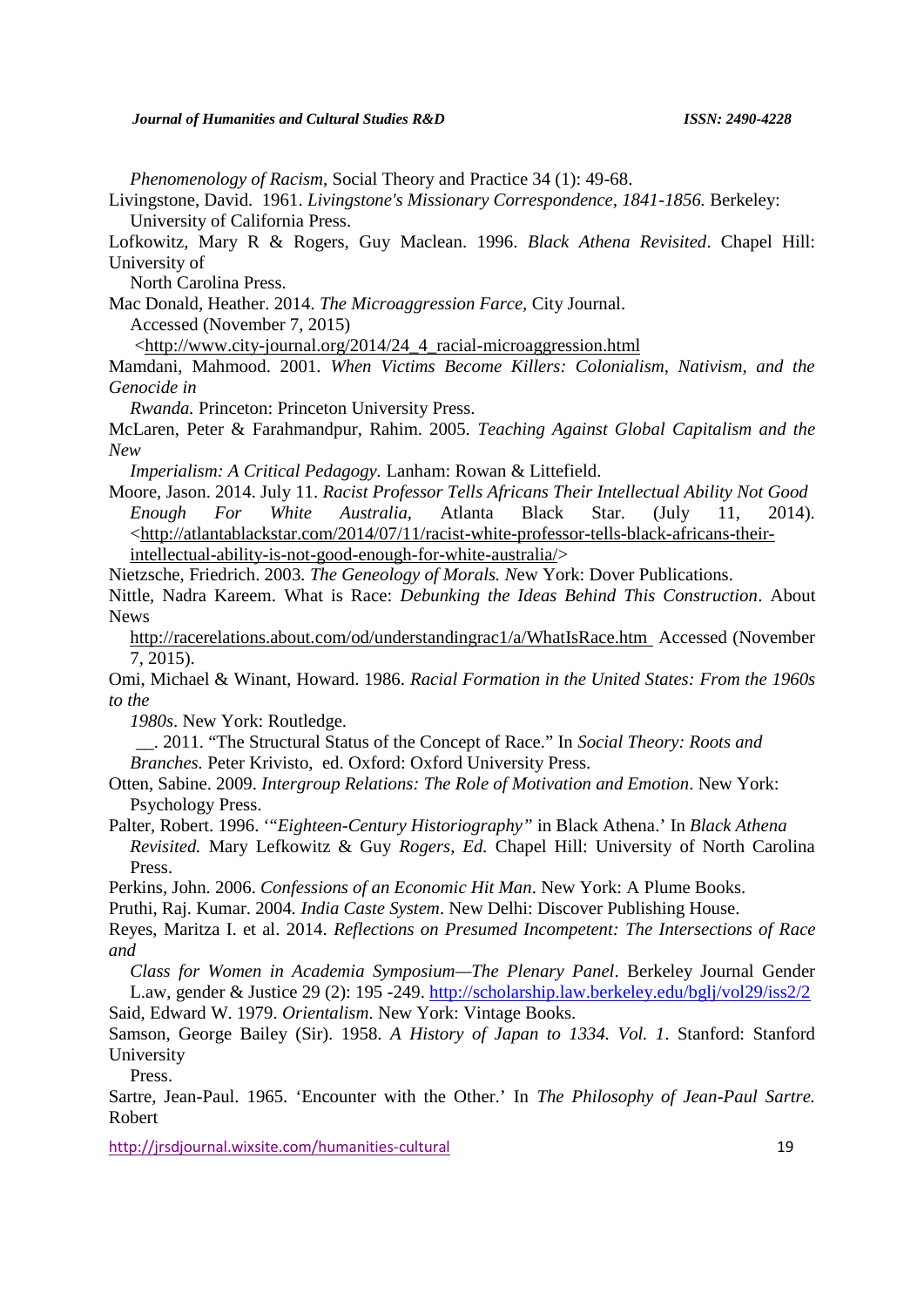*Phenomenology of Racism*, Social Theory and Practice 34 (1): 49-68.

Livingstone, David. 1961. *Livingstone's Missionary Correspondence, 1841-1856.* Berkeley: University of California Press.

Lofkowitz, Mary R & Rogers, Guy Maclean. 1996. *Black Athena Revisited*. Chapel Hill: University of North Carolina Press.

Mac Donald, Heather. 2014. *The Microaggression Farce*, City Journal. Accessed (November 7, 2015) <http://www.city-journal.org/2014/24_4_racial-microaggression.html

Mamdani, Mahmood. 2001. *When Victims Become Killers: Colonialism, Nativism, and the Genocide in Rwanda.* Princeton: Princeton University Press.

McLaren, Peter & Farahmandpur, Rahim. 2005. *Teaching Against Global Capitalism and the New Imperialism: A Critical Pedagogy.* Lanham: Rowan & Littefield.

Moore, Jason. 2014. July 11. *Racist Professor Tells Africans Their Intellectual Ability Not Good Enough For White Australia*, Atlanta Black Star. (July 11, 2014). <http://atlantablackstar.com/2014/07/11/racist-white-professor-tells-black-africans-their-intellectual-ability-is-not-good-enough-for-white-australia/>

Nietzsche, Friedrich. 2003. *The Geneology of Morals. N*ew York: Dover Publications.

Nittle, Nadra Kareem. What is Race: *Debunking the Ideas Behind This Construction*. About News http://racerelations.about.com/od/understandingrac1/a/WhatIsRace.htm Accessed (November 7, 2015).

Omi, Michael & Winant, Howard. 1986. *Racial Formation in the United States: From the 1960s to the 1980s*. New York: Routledge.

__. 2011. "The Structural Status of the Concept of Race." In *Social Theory: Roots and Branches.* Peter Krivisto, ed. Oxford: Oxford University Press.

Otten, Sabine. 2009. *Intergroup Relations: The Role of Motivation and Emotion*. New York: Psychology Press.

Palter, Robert. 1996. '"*Eighteen-Century Historiography"* in Black Athena.' In *Black Athena Revisited.* Mary Lefkowitz & Guy *Rogers, Ed.* Chapel Hill: University of North Carolina Press.

Perkins, John. 2006. *Confessions of an Economic Hit Man*. New York: A Plume Books.

Pruthi, Raj. Kumar. 2004. *India Caste System*. New Delhi: Discover Publishing House.

Reyes, Maritza I. et al. 2014. *Reflections on Presumed Incompetent: The Intersections of Race and Class for Women in Academia Symposium—The Plenary Panel*. Berkeley Journal Gender L.aw, gender & Justice 29 (2): 195 -249. http://scholarship.law.berkeley.edu/bglj/vol29/iss2/2

Said, Edward W. 1979. *Orientalism*. New York: Vintage Books.

Samson, George Bailey (Sir). 1958. *A History of Japan to 1334. Vol. 1*. Stanford: Stanford University Press.

Sartre, Jean-Paul. 1965. 'Encounter with the Other.' In *The Philosophy of Jean-Paul Sartre.* Robert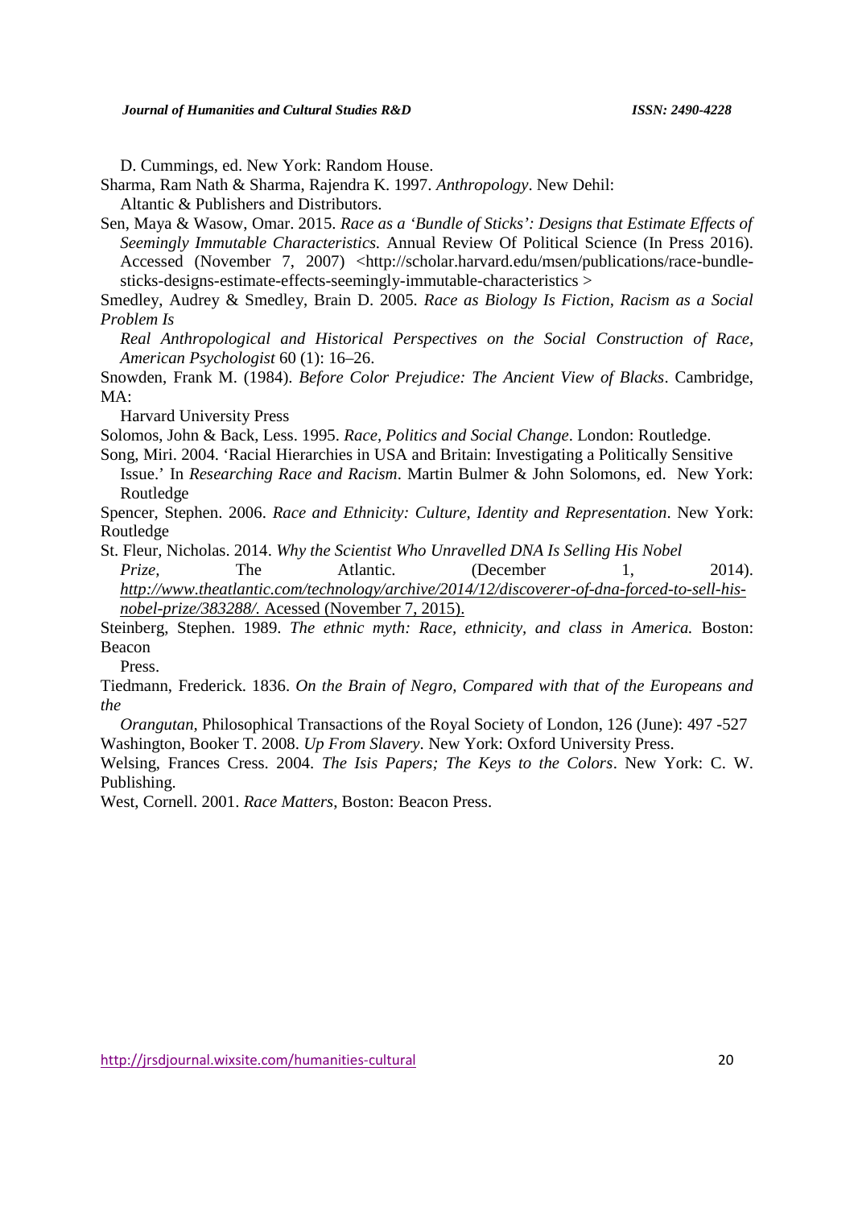D. Cummings, ed. New York: Random House.

Sharma, Ram Nath & Sharma, Rajendra K. 1997. *Anthropology*. New Dehil: Altantic & Publishers and Distributors.

Sen, Maya & Wasow, Omar. 2015. *Race as a 'Bundle of Sticks': Designs that Estimate Effects of Seemingly Immutable Characteristics.* Annual Review Of Political Science (In Press 2016). Accessed (November 7, 2007) <http://scholar.harvard.edu/msen/publications/race-bundle-sticks-designs-estimate-effects-seemingly-immutable-characteristics >

Smedley, Audrey & Smedley, Brain D. 2005. *Race as Biology Is Fiction, Racism as a Social Problem Is Real Anthropological and Historical Perspectives on the Social Construction of Race, American Psychologist* 60 (1): 16–26.

Snowden, Frank M. (1984). *Before Color Prejudice: The Ancient View of Blacks*. Cambridge, MA: Harvard University Press

Solomos, John & Back, Less. 1995. *Race, Politics and Social Change*. London: Routledge.

Song, Miri. 2004. 'Racial Hierarchies in USA and Britain: Investigating a Politically Sensitive Issue.' In *Researching Race and Racism*. Martin Bulmer & John Solomons, ed. New York: Routledge

Spencer, Stephen. 2006. *Race and Ethnicity: Culture, Identity and Representation*. New York: Routledge

St. Fleur, Nicholas. 2014. *Why the Scientist Who Unravelled DNA Is Selling His Nobel Prize,* The Atlantic. (December 1, 2014). *http://www.theatlantic.com/technology/archive/2014/12/discoverer-of-dna-forced-to-sell-his-nobel-prize/383288/.* Acessed (November 7, 2015).

Steinberg, Stephen. 1989. *The ethnic myth: Race, ethnicity, and class in America.* Boston: Beacon Press.

Tiedmann, Frederick. 1836. *On the Brain of Negro, Compared with that of the Europeans and the Orangutan,* Philosophical Transactions of the Royal Society of London, 126 (June): 497 -527

Washington, Booker T. 2008. *Up From Slavery*. New York: Oxford University Press.

Welsing, Frances Cress. 2004. *The Isis Papers; The Keys to the Colors*. New York: C. W. Publishing.

West, Cornell. 2001. *Race Matters*, Boston: Beacon Press.